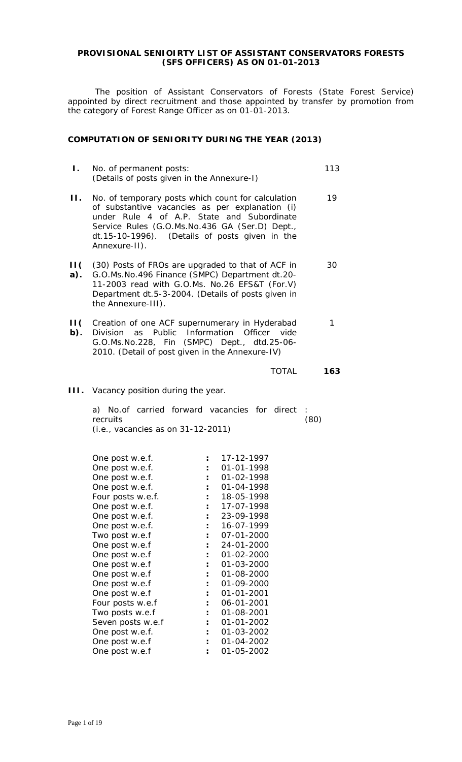**PROVISIONAL SENIOIRTY LIST OF ASSISTANT CONSERVATORS FORESTS (SFS OFFICERS) AS ON 01-01-2013**

The position of Assistant Conservators of Forests (State Forest Service) appointed by direct recruitment and those appointed by transfer by promotion from the category of Forest Range Officer as on 01-01-2013.

**COMPUTATION OF SENIORITY DURING THE YEAR (2013)**

| | | |
|---|---|---|
| **I.** | No. of permanent posts: (Details of posts given in the Annexure-I) | 113 |
| **II.** | No. of temporary posts which count for calculation of substantive vacancies as per explanation (i) under Rule 4 of A.P. State and Subordinate Service Rules (G.O.Ms.No.436 GA (Ser.D) Dept., dt.15-10-1996). (Details of posts given in the Annexure-II). | 19 |
| **II(a).** | (30) Posts of FROs are upgraded to that of ACF in G.O.Ms.No.496 Finance (SMPC) Department dt.20-11-2003 read with G.O.Ms. No.26 EFS&T (For.V) Department dt.5-3-2004. (Details of posts given in the Annexure-III). | 30 |
| **II(b).** | Creation of one ACF supernumerary in Hyderabad Division as Public Information Officer vide G.O.Ms.No.228, Fin (SMPC) Dept., dtd.25-06-2010. (Detail of post given in the Annexure-IV) | 1 |
| | TOTAL | **163** |

**III.** Vacancy position during the year.

a) No.of carried forward vacancies for direct recruits (i.e., vacancies as on 31-12-2011) : (80)

| | | |
|---|---|---|
| One post w.e.f. | : | 17-12-1997 |
| One post w.e.f. | : | 01-01-1998 |
| One post w.e.f. | : | 01-02-1998 |
| One post w.e.f. | : | 01-04-1998 |
| Four posts w.e.f. | : | 18-05-1998 |
| One post w.e.f. | : | 17-07-1998 |
| One post w.e.f. | : | 23-09-1998 |
| One post w.e.f. | : | 16-07-1999 |
| Two post w.e.f | : | 07-01-2000 |
| One post w.e.f | : | 24-01-2000 |
| One post w.e.f | : | 01-02-2000 |
| One post w.e.f | : | 01-03-2000 |
| One post w.e.f | : | 01-08-2000 |
| One post w.e.f | : | 01-09-2000 |
| One post w.e.f | : | 01-01-2001 |
| Four posts w.e.f | : | 06-01-2001 |
| Two posts w.e.f | : | 01-08-2001 |
| Seven posts w.e.f | : | 01-01-2002 |
| One post w.e.f. | : | 01-03-2002 |
| One post w.e.f | : | 01-04-2002 |
| One post w.e.f | : | 01-05-2002 |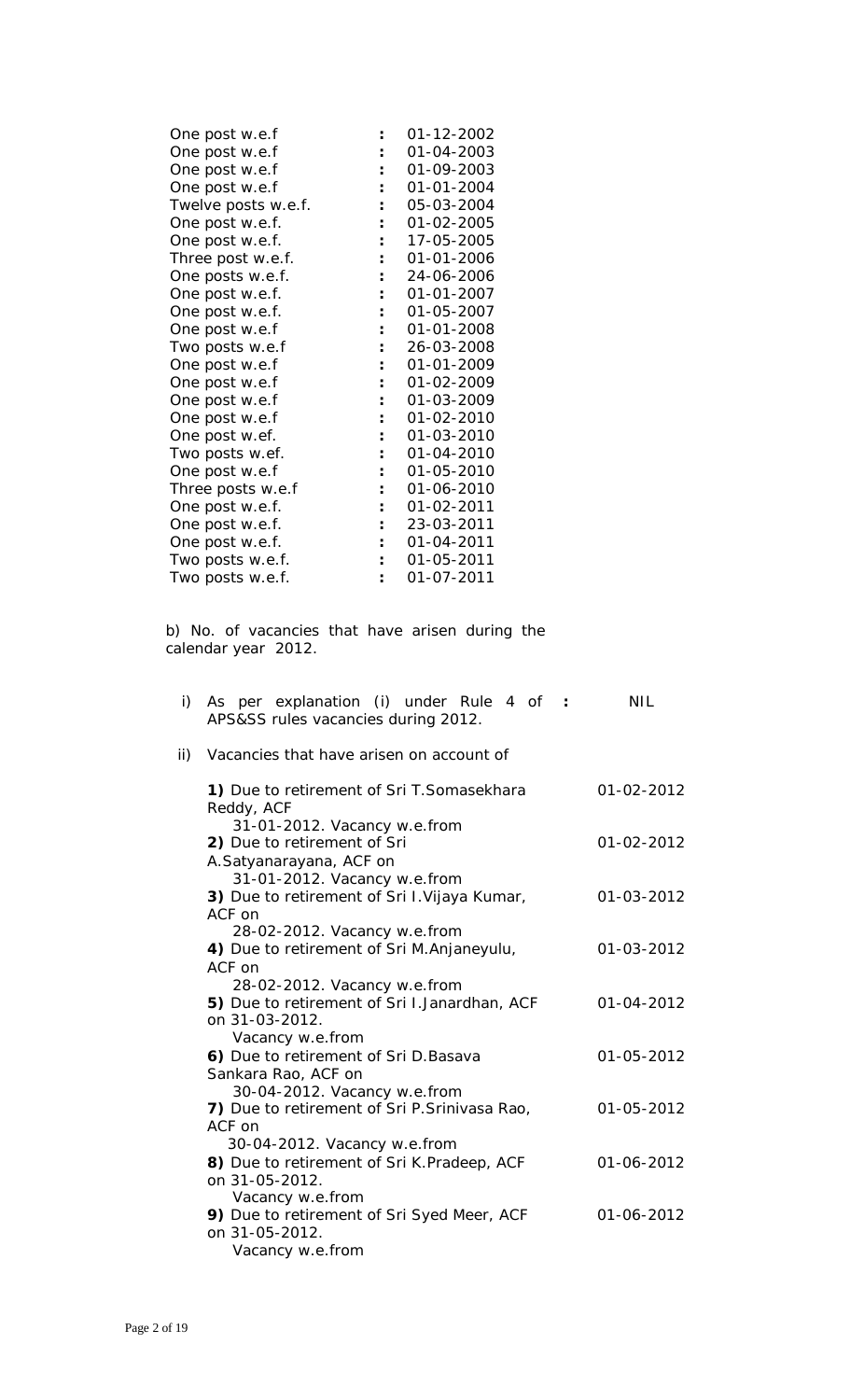| | | |
|---|---|---|
| One post w.e.f | : | 01-12-2002 |
| One post w.e.f | : | 01-04-2003 |
| One post w.e.f | : | 01-09-2003 |
| One post w.e.f | : | 01-01-2004 |
| Twelve posts w.e.f. | : | 05-03-2004 |
| One post w.e.f. | : | 01-02-2005 |
| One post w.e.f. | : | 17-05-2005 |
| Three post w.e.f. | : | 01-01-2006 |
| One posts w.e.f. | : | 24-06-2006 |
| One post w.e.f. | : | 01-01-2007 |
| One post w.e.f. | : | 01-05-2007 |
| One post w.e.f | : | 01-01-2008 |
| Two posts w.e.f | : | 26-03-2008 |
| One post w.e.f | : | 01-01-2009 |
| One post w.e.f | : | 01-02-2009 |
| One post w.e.f | : | 01-03-2009 |
| One post w.e.f | : | 01-02-2010 |
| One post w.ef. | : | 01-03-2010 |
| Two posts w.ef. | : | 01-04-2010 |
| One post w.e.f | : | 01-05-2010 |
| Three posts w.e.f | : | 01-06-2010 |
| One post w.e.f. | : | 01-02-2011 |
| One post w.e.f. | : | 23-03-2011 |
| One post w.e.f. | : | 01-04-2011 |
| Two posts w.e.f. | : | 01-05-2011 |
| Two posts w.e.f. | : | 01-07-2011 |

b) No. of vacancies that have arisen during the calendar year 2012.

i) As per explanation (i) under Rule 4 of APS&SS rules vacancies during 2012. : NIL

ii) Vacancies that have arisen on account of

| | |
|---|---|
| **1)** Due to retirement of Sri T.Somasekhara Reddy, ACF 31-01-2012. Vacancy w.e.from | 01-02-2012 |
| **2)** Due to retirement of Sri A.Satyanarayana, ACF on 31-01-2012. Vacancy w.e.from | 01-02-2012 |
| **3)** Due to retirement of Sri I.Vijaya Kumar, ACF on 28-02-2012. Vacancy w.e.from | 01-03-2012 |
| **4)** Due to retirement of Sri M.Anjaneyulu, ACF on 28-02-2012. Vacancy w.e.from | 01-03-2012 |
| **5)** Due to retirement of Sri I.Janardhan, ACF on 31-03-2012. Vacancy w.e.from | 01-04-2012 |
| **6)** Due to retirement of Sri D.Basava Sankara Rao, ACF on 30-04-2012. Vacancy w.e.from | 01-05-2012 |
| **7)** Due to retirement of Sri P.Srinivasa Rao, ACF on 30-04-2012. Vacancy w.e.from | 01-05-2012 |
| **8)** Due to retirement of Sri K.Pradeep, ACF on 31-05-2012. Vacancy w.e.from | 01-06-2012 |
| **9)** Due to retirement of Sri Syed Meer, ACF on 31-05-2012. Vacancy w.e.from | 01-06-2012 |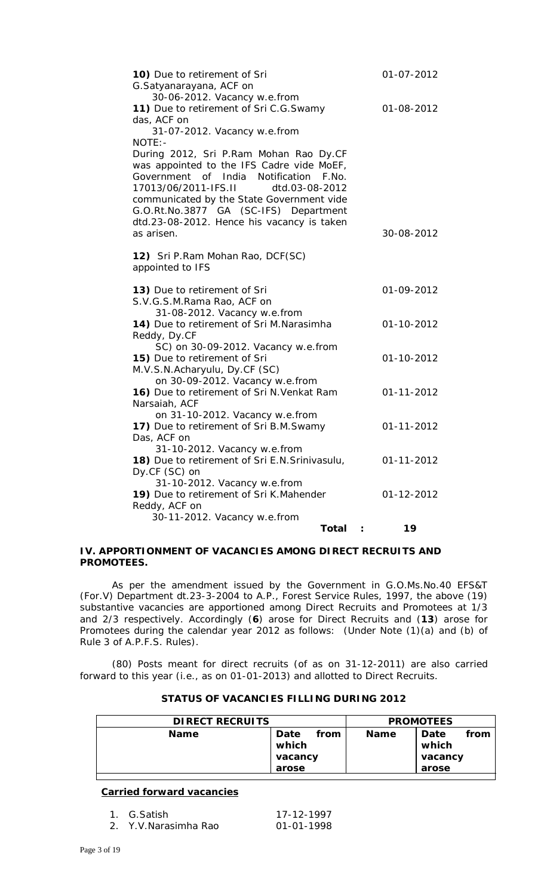| | |
|---|---|
| **10)** Due to retirement of Sri G.Satyanarayana, ACF on 30-06-2012. Vacancy w.e.from | 01-07-2012 |
| **11)** Due to retirement of Sri C.G.Swamy das, ACF on 31-07-2012. Vacancy w.e.from | 01-08-2012 |
| NOTE:- During 2012, Sri P.Ram Mohan Rao Dy.CF was appointed to the IFS Cadre vide MoEF, Government of India Notification F.No. 17013/06/2011-IFS.II dtd.03-08-2012 communicated by the State Government vide G.O.Rt.No.3877 GA (SC-IFS) Department dtd.23-08-2012. Hence his vacancy is taken as arisen. | 30-08-2012 |
| **12)** Sri P.Ram Mohan Rao, DCF(SC) appointed to IFS | |
| **13)** Due to retirement of Sri S.V.G.S.M.Rama Rao, ACF on 31-08-2012. Vacancy w.e.from | 01-09-2012 |
| **14)** Due to retirement of Sri M.Narasimha Reddy, Dy.CF SC) on 30-09-2012. Vacancy w.e.from | 01-10-2012 |
| **15)** Due to retirement of Sri M.V.S.N.Acharyulu, Dy.CF (SC) on 30-09-2012. Vacancy w.e.from | 01-10-2012 |
| **16)** Due to retirement of Sri N.Venkat Ram Narsaiah, ACF on 31-10-2012. Vacancy w.e.from | 01-11-2012 |
| **17)** Due to retirement of Sri B.M.Swamy Das, ACF on 31-10-2012. Vacancy w.e.from | 01-11-2012 |
| **18)** Due to retirement of Sri E.N.Srinivasulu, Dy.CF (SC) on 31-10-2012. Vacancy w.e.from | 01-11-2012 |
| **19)** Due to retirement of Sri K.Mahender Reddy, ACF on 30-11-2012. Vacancy w.e.from | 01-12-2012 |
| **Total :** | **19** |

### IV. APPORTIONMENT OF VACANCIES AMONG DIRECT RECRUITS AND PROMOTEES.

As per the amendment issued by the Government in G.O.Ms.No.40 EFS&T (For.V) Department dt.23-3-2004 to A.P., Forest Service Rules, 1997, the above (19) substantive vacancies are apportioned among Direct Recruits and Promotees at 1/3 and 2/3 respectively. Accordingly (**6**) arose for Direct Recruits and (**13**) arose for Promotees during the calendar year 2012 as follows: (Under Note (1)(a) and (b) of Rule 3 of A.P.F.S. Rules).

(80) Posts meant for direct recruits (of as on 31-12-2011) are also carried forward to this year (i.e., as on 01-01-2013) and allotted to Direct Recruits.

#### STATUS OF VACANCIES FILLING DURING 2012

| DIRECT RECRUITS | | PROMOTEES | |
|---|---|---|---|
| **Name** | **Date from which vacancy arose** | **Name** | **Date from which vacancy arose** |

**Carried forward vacancies**

| | |
|---|---|
| 1. G.Satish | 17-12-1997 |
| 2. Y.V.Narasimha Rao | 01-01-1998 |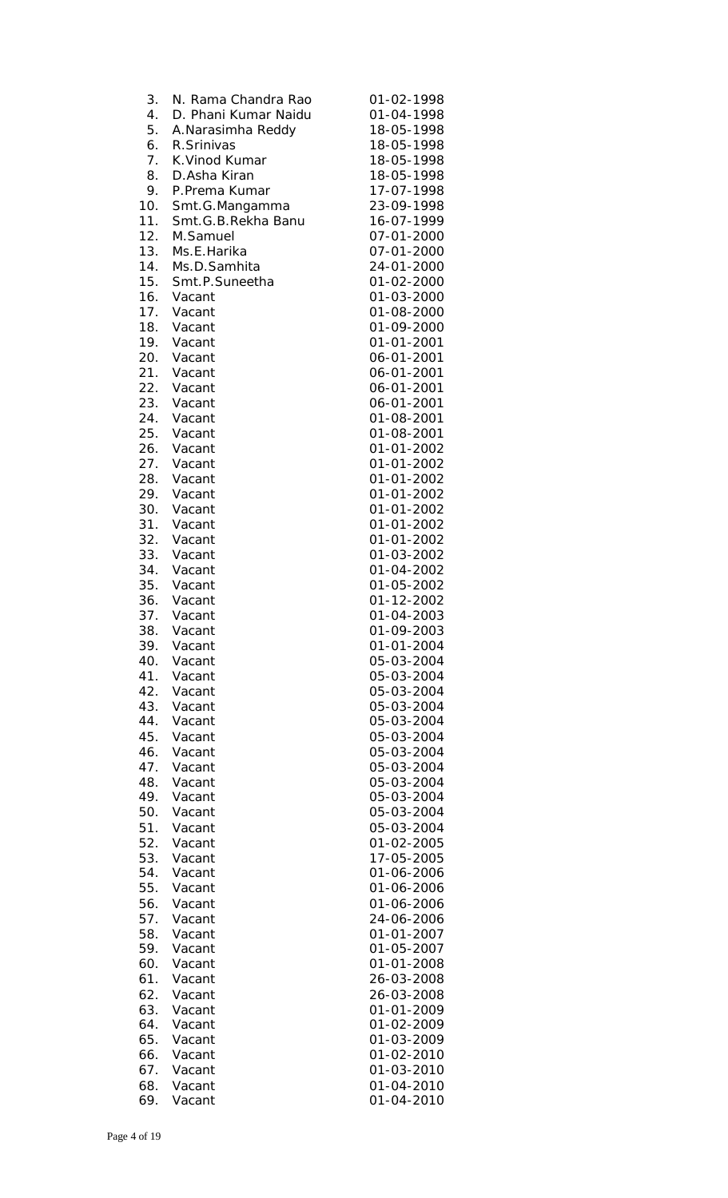| | | |
|---|---|---|
| 3. | N. Rama Chandra Rao | 01-02-1998 |
| 4. | D. Phani Kumar Naidu | 01-04-1998 |
| 5. | A.Narasimha Reddy | 18-05-1998 |
| 6. | R.Srinivas | 18-05-1998 |
| 7. | K.Vinod Kumar | 18-05-1998 |
| 8. | D.Asha Kiran | 18-05-1998 |
| 9. | P.Prema Kumar | 17-07-1998 |
| 10. | Smt.G.Mangamma | 23-09-1998 |
| 11. | Smt.G.B.Rekha Banu | 16-07-1999 |
| 12. | M.Samuel | 07-01-2000 |
| 13. | Ms.E.Harika | 07-01-2000 |
| 14. | Ms.D.Samhita | 24-01-2000 |
| 15. | Smt.P.Suneetha | 01-02-2000 |
| 16. | Vacant | 01-03-2000 |
| 17. | Vacant | 01-08-2000 |
| 18. | Vacant | 01-09-2000 |
| 19. | Vacant | 01-01-2001 |
| 20. | Vacant | 06-01-2001 |
| 21. | Vacant | 06-01-2001 |
| 22. | Vacant | 06-01-2001 |
| 23. | Vacant | 06-01-2001 |
| 24. | Vacant | 01-08-2001 |
| 25. | Vacant | 01-08-2001 |
| 26. | Vacant | 01-01-2002 |
| 27. | Vacant | 01-01-2002 |
| 28. | Vacant | 01-01-2002 |
| 29. | Vacant | 01-01-2002 |
| 30. | Vacant | 01-01-2002 |
| 31. | Vacant | 01-01-2002 |
| 32. | Vacant | 01-01-2002 |
| 33. | Vacant | 01-03-2002 |
| 34. | Vacant | 01-04-2002 |
| 35. | Vacant | 01-05-2002 |
| 36. | Vacant | 01-12-2002 |
| 37. | Vacant | 01-04-2003 |
| 38. | Vacant | 01-09-2003 |
| 39. | Vacant | 01-01-2004 |
| 40. | Vacant | 05-03-2004 |
| 41. | Vacant | 05-03-2004 |
| 42. | Vacant | 05-03-2004 |
| 43. | Vacant | 05-03-2004 |
| 44. | Vacant | 05-03-2004 |
| 45. | Vacant | 05-03-2004 |
| 46. | Vacant | 05-03-2004 |
| 47. | Vacant | 05-03-2004 |
| 48. | Vacant | 05-03-2004 |
| 49. | Vacant | 05-03-2004 |
| 50. | Vacant | 05-03-2004 |
| 51. | Vacant | 05-03-2004 |
| 52. | Vacant | 01-02-2005 |
| 53. | Vacant | 17-05-2005 |
| 54. | Vacant | 01-06-2006 |
| 55. | Vacant | 01-06-2006 |
| 56. | Vacant | 01-06-2006 |
| 57. | Vacant | 24-06-2006 |
| 58. | Vacant | 01-01-2007 |
| 59. | Vacant | 01-05-2007 |
| 60. | Vacant | 01-01-2008 |
| 61. | Vacant | 26-03-2008 |
| 62. | Vacant | 26-03-2008 |
| 63. | Vacant | 01-01-2009 |
| 64. | Vacant | 01-02-2009 |
| 65. | Vacant | 01-03-2009 |
| 66. | Vacant | 01-02-2010 |
| 67. | Vacant | 01-03-2010 |
| 68. | Vacant | 01-04-2010 |
| 69. | Vacant | 01-04-2010 |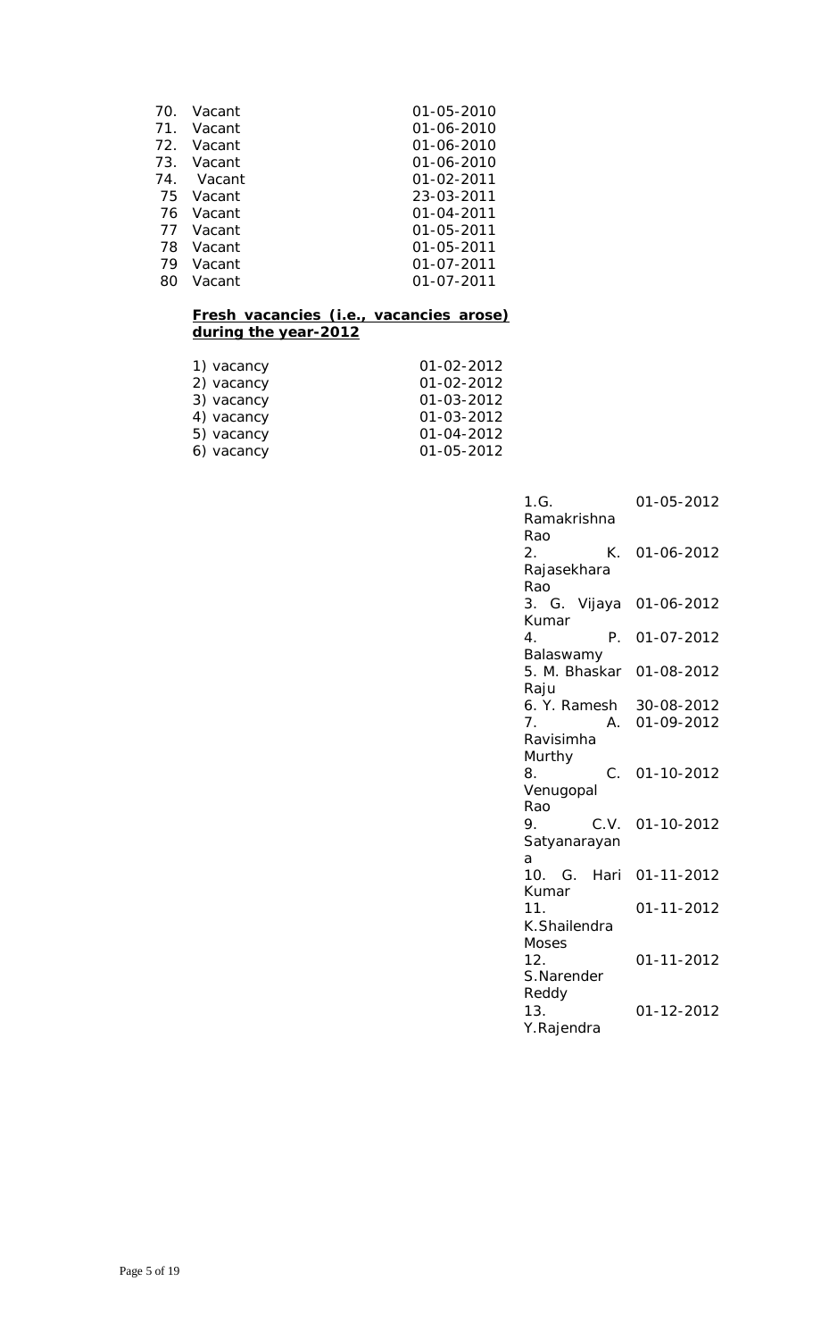| | | |
|---|---|---|
| 70. | Vacant | 01-05-2010 |
| 71. | Vacant | 01-06-2010 |
| 72. | Vacant | 01-06-2010 |
| 73. | Vacant | 01-06-2010 |
| 74. | Vacant | 01-02-2011 |
| 75 | Vacant | 23-03-2011 |
| 76 | Vacant | 01-04-2011 |
| 77 | Vacant | 01-05-2011 |
| 78 | Vacant | 01-05-2011 |
| 79 | Vacant | 01-07-2011 |
| 80 | Vacant | 01-07-2011 |

**Fresh vacancies (i.e., vacancies arose) during the year-2012**

| | |
|---|---|
| 1) vacancy | 01-02-2012 |
| 2) vacancy | 01-02-2012 |
| 3) vacancy | 01-03-2012 |
| 4) vacancy | 01-03-2012 |
| 5) vacancy | 01-04-2012 |
| 6) vacancy | 01-05-2012 |

| | |
|---|---|
| 1.G. Ramakrishna Rao | 01-05-2012 |
| 2. K. Rajasekhara Rao | 01-06-2012 |
| 3. G. Vijaya Kumar | 01-06-2012 |
| 4. P. Balaswamy | 01-07-2012 |
| 5. M. Bhaskar Raju | 01-08-2012 |
| 6. Y. Ramesh | 30-08-2012 |
| 7. A. Ravisimha Murthy | 01-09-2012 |
| 8. C. Venugopal Rao | 01-10-2012 |
| 9. C.V. Satyanarayana | 01-10-2012 |
| 10. G. Hari Kumar | 01-11-2012 |
| 11. K.Shailendra Moses | 01-11-2012 |
| 12. S.Narender Reddy | 01-11-2012 |
| 13. Y.Rajendra | 01-12-2012 |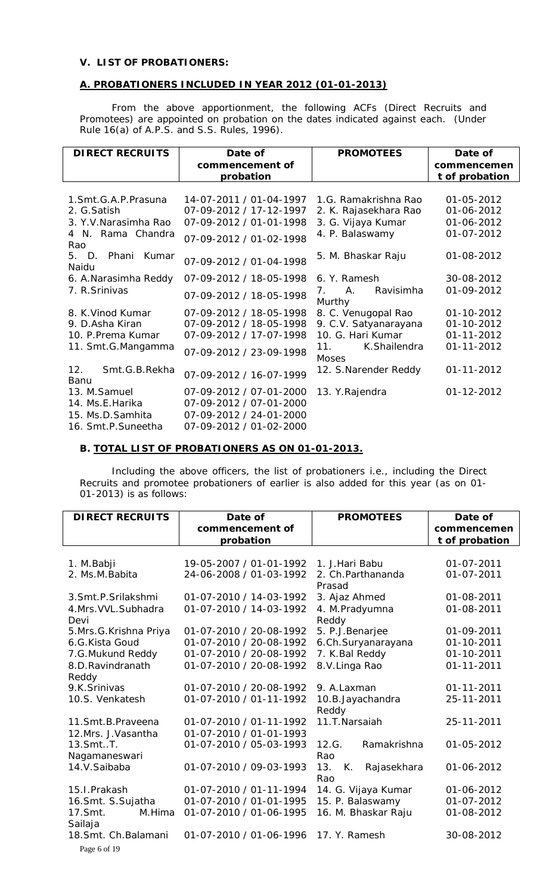### V. LIST OF PROBATIONERS:

#### A. PROBATIONERS INCLUDED IN YEAR 2012 (01-01-2013)

From the above apportionment, the following ACFs (Direct Recruits and Promotees) are appointed on probation on the dates indicated against each. (Under Rule 16(a) of A.P.S. and S.S. Rules, 1996).

| DIRECT RECRUITS | Date of commencement of probation | PROMOTEES | Date of commencement of probation |
|---|---|---|---|
| 1.Smt.G.A.P.Prasuna | 14-07-2011 / 01-04-1997 | 1.G. Ramakrishna Rao | 01-05-2012 |
| 2. G.Satish | 07-09-2012 / 17-12-1997 | 2. K. Rajasekhara Rao | 01-06-2012 |
| 3. Y.V.Narasimha Rao | 07-09-2012 / 01-01-1998 | 3. G. Vijaya Kumar | 01-06-2012 |
| 4 N. Rama Chandra Rao | 07-09-2012 / 01-02-1998 | 4. P. Balaswamy | 01-07-2012 |
| 5. D. Phani Kumar Naidu | 07-09-2012 / 01-04-1998 | 5. M. Bhaskar Raju | 01-08-2012 |
| 6. A.Narasimha Reddy | 07-09-2012 / 18-05-1998 | 6. Y. Ramesh | 30-08-2012 |
| 7. R.Srinivas | 07-09-2012 / 18-05-1998 | 7. A. Ravisimha Murthy | 01-09-2012 |
| 8. K.Vinod Kumar | 07-09-2012 / 18-05-1998 | 8. C. Venugopal Rao | 01-10-2012 |
| 9. D.Asha Kiran | 07-09-2012 / 18-05-1998 | 9. C.V. Satyanarayana | 01-10-2012 |
| 10. P.Prema Kumar | 07-09-2012 / 17-07-1998 | 10. G. Hari Kumar | 01-11-2012 |
| 11. Smt.G.Mangamma | 07-09-2012 / 23-09-1998 | 11. K.Shailendra Moses | 01-11-2012 |
| 12. Smt.G.B.Rekha Banu | 07-09-2012 / 16-07-1999 | 12. S.Narender Reddy | 01-11-2012 |
| 13. M.Samuel | 07-09-2012 / 07-01-2000 | 13. Y.Rajendra | 01-12-2012 |
| 14. Ms.E.Harika | 07-09-2012 / 07-01-2000 | | |
| 15. Ms.D.Samhita | 07-09-2012 / 24-01-2000 | | |
| 16. Smt.P.Suneetha | 07-09-2012 / 01-02-2000 | | |

#### B. TOTAL LIST OF PROBATIONERS AS ON 01-01-2013.

Including the above officers, the list of probationers i.e., including the Direct Recruits and promotee probationers of earlier is also added for this year (as on 01-01-2013) is as follows:

| DIRECT RECRUITS | Date of commencement of probation | PROMOTEES | Date of commencement of probation |
|---|---|---|---|
| 1. M.Babji | 19-05-2007 / 01-01-1992 | 1. J.Hari Babu | 01-07-2011 |
| 2. Ms.M.Babita | 24-06-2008 / 01-03-1992 | 2. Ch.Parthananda Prasad | 01-07-2011 |
| 3.Smt.P.Srilakshmi | 01-07-2010 / 14-03-1992 | 3. Ajaz Ahmed | 01-08-2011 |
| 4.Mrs.VVL.Subhadra Devi | 01-07-2010 / 14-03-1992 | 4. M.Pradyumna Reddy | 01-08-2011 |
| 5.Mrs.G.Krishna Priya | 01-07-2010 / 20-08-1992 | 5. P.J.Benarjee | 01-09-2011 |
| 6.G.Kista Goud | 01-07-2010 / 20-08-1992 | 6.Ch.Suryanarayana | 01-10-2011 |
| 7.G.Mukund Reddy | 01-07-2010 / 20-08-1992 | 7. K.Bal Reddy | 01-10-2011 |
| 8.D.Ravindranath Reddy | 01-07-2010 / 20-08-1992 | 8.V.Linga Rao | 01-11-2011 |
| 9.K.Srinivas | 01-07-2010 / 20-08-1992 | 9. A.Laxman | 01-11-2011 |
| 10.S. Venkatesh | 01-07-2010 / 01-11-1992 | 10.B.Jayachandra Reddy | 25-11-2011 |
| 11.Smt.B.Praveena | 01-07-2010 / 01-11-1992 | 11.T.Narsaiah | 25-11-2011 |
| 12.Mrs. J.Vasantha | 01-07-2010 / 01-01-1993 | | |
| 13.Smt..T. Nagamaneswari | 01-07-2010 / 05-03-1993 | 12.G. Ramakrishna Rao | 01-05-2012 |
| 14.V.Saibaba | 01-07-2010 / 09-03-1993 | 13. K. Rajasekhara Rao | 01-06-2012 |
| 15.I.Prakash | 01-07-2010 / 01-11-1994 | 14. G. Vijaya Kumar | 01-06-2012 |
| 16.Smt. S.Sujatha | 01-07-2010 / 01-01-1995 | 15. P. Balaswamy | 01-07-2012 |
| 17.Smt. M.Hima Sailaja | 01-07-2010 / 01-06-1995 | 16. M. Bhaskar Raju | 01-08-2012 |
| 18.Smt. Ch.Balamani | 01-07-2010 / 01-06-1996 | 17. Y. Ramesh | 30-08-2012 |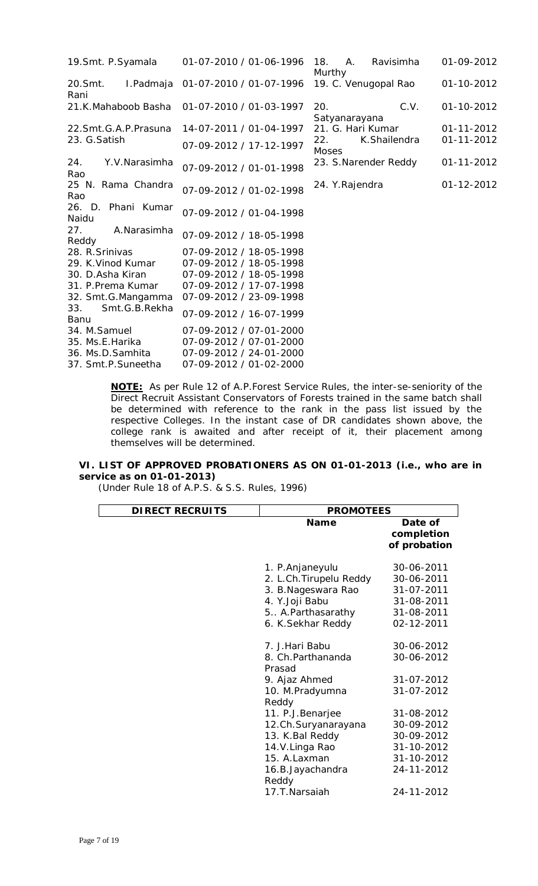| | | | |
|---|---|---|---|
| 19.Smt. P.Syamala | 01-07-2010 / 01-06-1996 | 18. A. Ravisimha Murthy | 01-09-2012 |
| 20.Smt. I.Padmaja Rani | 01-07-2010 / 01-07-1996 | 19. C. Venugopal Rao | 01-10-2012 |
| 21.K.Mahaboob Basha | 01-07-2010 / 01-03-1997 | 20. C.V. Satyanarayana | 01-10-2012 |
| 22.Smt.G.A.P.Prasuna | 14-07-2011 / 01-04-1997 | 21. G. Hari Kumar | 01-11-2012 |
| 23. G.Satish | 07-09-2012 / 17-12-1997 | 22. K.Shailendra Moses | 01-11-2012 |
| 24. Y.V.Narasimha Rao | 07-09-2012 / 01-01-1998 | 23. S.Narender Reddy | 01-11-2012 |
| 25 N. Rama Chandra Rao | 07-09-2012 / 01-02-1998 | 24. Y.Rajendra | 01-12-2012 |
| 26. D. Phani Kumar Naidu | 07-09-2012 / 01-04-1998 | | |
| 27. A.Narasimha Reddy | 07-09-2012 / 18-05-1998 | | |
| 28. R.Srinivas | 07-09-2012 / 18-05-1998 | | |
| 29. K.Vinod Kumar | 07-09-2012 / 18-05-1998 | | |
| 30. D.Asha Kiran | 07-09-2012 / 18-05-1998 | | |
| 31. P.Prema Kumar | 07-09-2012 / 17-07-1998 | | |
| 32. Smt.G.Mangamma | 07-09-2012 / 23-09-1998 | | |
| 33. Smt.G.B.Rekha Banu | 07-09-2012 / 16-07-1999 | | |
| 34. M.Samuel | 07-09-2012 / 07-01-2000 | | |
| 35. Ms.E.Harika | 07-09-2012 / 07-01-2000 | | |
| 36. Ms.D.Samhita | 07-09-2012 / 24-01-2000 | | |
| 37. Smt.P.Suneetha | 07-09-2012 / 01-02-2000 | | |

**NOTE:** As per Rule 12 of A.P.Forest Service Rules, the inter-se-seniority of the Direct Recruit Assistant Conservators of Forests trained in the same batch shall be determined with reference to the rank in the pass list issued by the respective Colleges. In the instant case of DR candidates shown above, the college rank is awaited and after receipt of it, their placement among themselves will be determined.

**VI. LIST OF APPROVED PROBATIONERS AS ON 01-01-2013 (i.e., who are in service as on 01-01-2013)**

*(Under Rule 18 of A.P.S. & S.S. Rules, 1996)*

| DIRECT RECRUITS | PROMOTEES | |
|---|---|---|
| | **Name** | **Date of completion of probation** |
| | 1. P.Anjaneyulu | 30-06-2011 |
| | 2. L.Ch.Tirupelu Reddy | 30-06-2011 |
| | 3. B.Nageswara Rao | 31-07-2011 |
| | 4. Y.Joji Babu | 31-08-2011 |
| | 5.. A.Parthasarathy | 31-08-2011 |
| | 6. K.Sekhar Reddy | 02-12-2011 |
| | 7. J.Hari Babu | 30-06-2012 |
| | 8. Ch.Parthananda Prasad | 30-06-2012 |
| | 9. Ajaz Ahmed | 31-07-2012 |
| | 10. M.Pradyumna Reddy | 31-07-2012 |
| | 11. P.J.Benarjee | 31-08-2012 |
| | 12.Ch.Suryanarayana | 30-09-2012 |
| | 13. K.Bal Reddy | 30-09-2012 |
| | 14.V.Linga Rao | 31-10-2012 |
| | 15. A.Laxman | 31-10-2012 |
| | 16.B.Jayachandra Reddy | 24-11-2012 |
| | 17.T.Narsaiah | 24-11-2012 |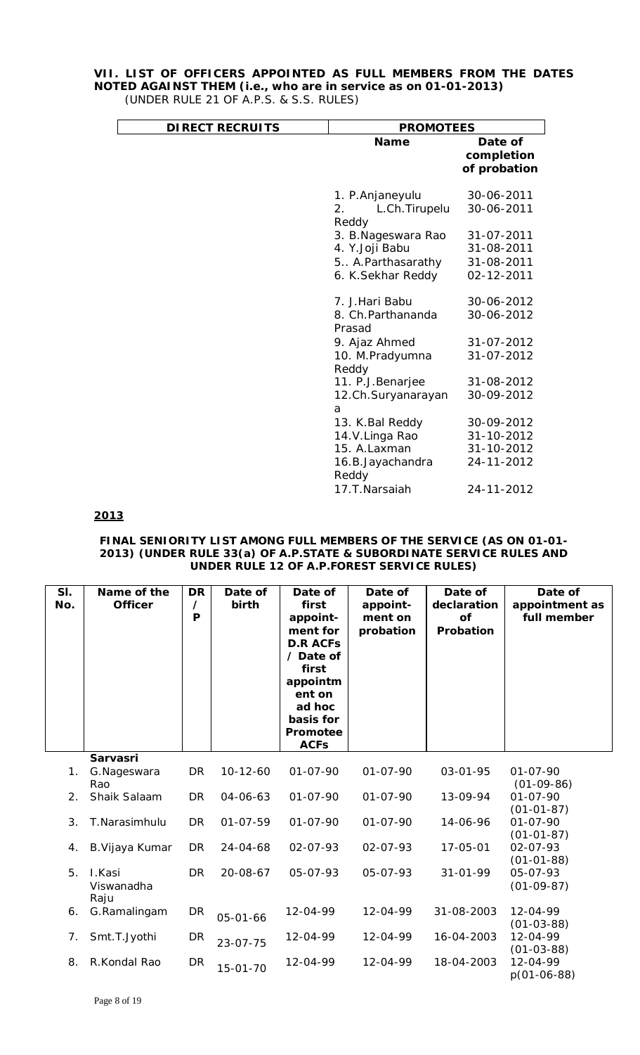**VII. LIST OF OFFICERS APPOINTED AS FULL MEMBERS FROM THE DATES NOTED AGAINST THEM (i.e., who are in service as on 01-01-2013)**
(UNDER RULE 21 OF A.P.S. & S.S. RULES)

| DIRECT RECRUITS | PROMOTEES | |
|---|---|---|
| | **Name** | **Date of completion of probation** |
| | 1. P.Anjaneyulu | 30-06-2011 |
| | 2. L.Ch.Tirupelu Reddy | 30-06-2011 |
| | 3. B.Nageswara Rao | 31-07-2011 |
| | 4. Y.Joji Babu | 31-08-2011 |
| | 5.. A.Parthasarathy | 31-08-2011 |
| | 6. K.Sekhar Reddy | 02-12-2011 |
| | 7. J.Hari Babu | 30-06-2012 |
| | 8. Ch.Parthananda Prasad | 30-06-2012 |
| | 9. Ajaz Ahmed | 31-07-2012 |
| | 10. M.Pradyumna Reddy | 31-07-2012 |
| | 11. P.J.Benarjee | 31-08-2012 |
| | 12.Ch.Suryanarayana | 30-09-2012 |
| | 13. K.Bal Reddy | 30-09-2012 |
| | 14.V.Linga Rao | 31-10-2012 |
| | 15. A.Laxman | 31-10-2012 |
| | 16.B.Jayachandra Reddy | 24-11-2012 |
| | 17.T.Narsaiah | 24-11-2012 |

**<u>2013</u>**

**FINAL SENIORITY LIST AMONG FULL MEMBERS OF THE SERVICE (AS ON 01-01-2013) (UNDER RULE 33(a) OF A.P.STATE & SUBORDINATE SERVICE RULES AND UNDER RULE 12 OF A.P.FOREST SERVICE RULES)**

| Sl. No. | Name of the Officer | DR / P | Date of birth | Date of first appointment for D.R ACFs / Date of first appointment on ad hoc basis for Promotee ACFs | Date of appointment on probation | Date of declaration of Probation | Date of appointment as full member |
|---|---|---|---|---|---|---|---|
| | **Sarvasri** | | | | | | |
| 1. | G.Nageswara Rao | DR | 10-12-60 | 01-07-90 | 01-07-90 | 03-01-95 | 01-07-90 (01-09-86) |
| 2. | Shaik Salaam | DR | 04-06-63 | 01-07-90 | 01-07-90 | 13-09-94 | 01-07-90 (01-01-87) |
| 3. | T.Narasimhulu | DR | 01-07-59 | 01-07-90 | 01-07-90 | 14-06-96 | 01-07-90 (01-01-87) |
| 4. | B.Vijaya Kumar | DR | 24-04-68 | 02-07-93 | 02-07-93 | 17-05-01 | 02-07-93 (01-01-88) |
| 5. | I.Kasi Viswanadha Raju | DR | 20-08-67 | 05-07-93 | 05-07-93 | 31-01-99 | 05-07-93 (01-09-87) |
| 6. | G.Ramalingam | DR | 05-01-66 | 12-04-99 | 12-04-99 | 31-08-2003 | 12-04-99 (01-03-88) |
| 7. | Smt.T.Jyothi | DR | 23-07-75 | 12-04-99 | 12-04-99 | 16-04-2003 | 12-04-99 (01-03-88) |
| 8. | R.Kondal Rao | DR | 15-01-70 | 12-04-99 | 12-04-99 | 18-04-2003 | 12-04-99 p(01-06-88) |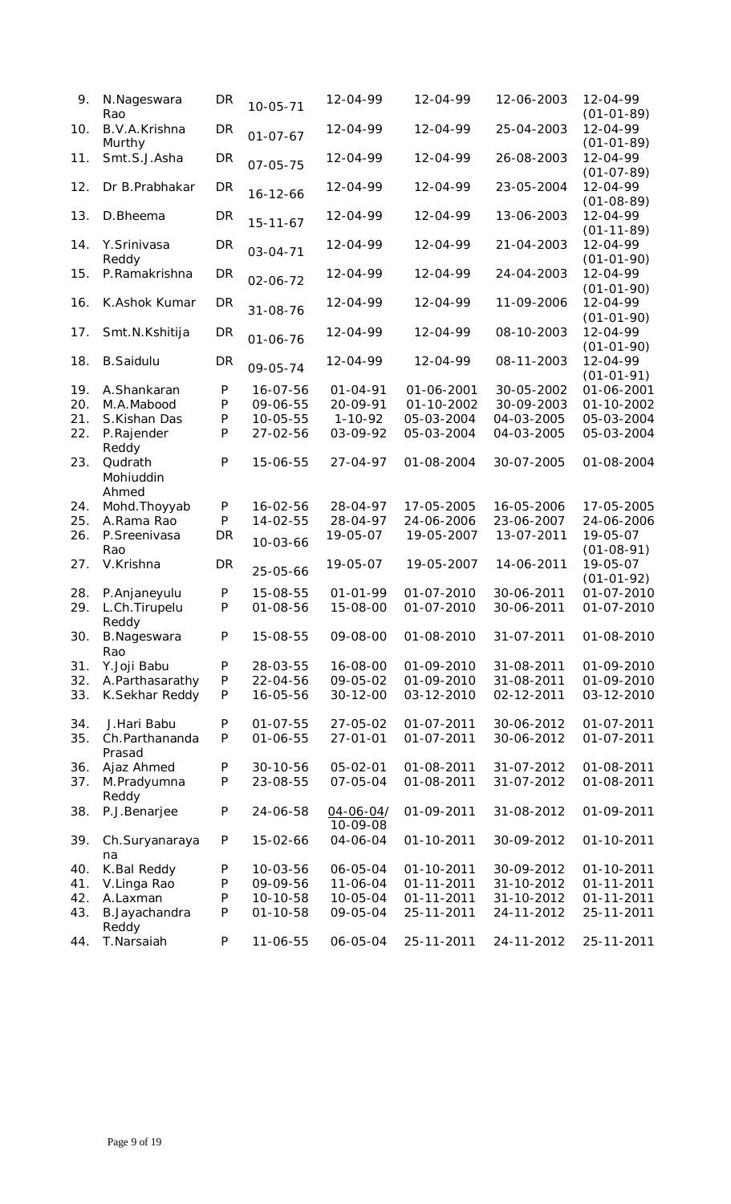| 9. | N.Nageswara Rao | DR | 10-05-71 | 12-04-99 | 12-04-99 | 12-06-2003 | 12-04-99 (01-01-89) |
|---|---|---|---|---|---|---|---|
| 10. | B.V.A.Krishna Murthy | DR | 01-07-67 | 12-04-99 | 12-04-99 | 25-04-2003 | 12-04-99 (01-01-89) |
| 11. | Smt.S.J.Asha | DR | 07-05-75 | 12-04-99 | 12-04-99 | 26-08-2003 | 12-04-99 (01-07-89) |
| 12. | Dr B.Prabhakar | DR | 16-12-66 | 12-04-99 | 12-04-99 | 23-05-2004 | 12-04-99 (01-08-89) |
| 13. | D.Bheema | DR | 15-11-67 | 12-04-99 | 12-04-99 | 13-06-2003 | 12-04-99 (01-11-89) |
| 14. | Y.Srinivasa Reddy | DR | 03-04-71 | 12-04-99 | 12-04-99 | 21-04-2003 | 12-04-99 (01-01-90) |
| 15. | P.Ramakrishna | DR | 02-06-72 | 12-04-99 | 12-04-99 | 24-04-2003 | 12-04-99 (01-01-90) |
| 16. | K.Ashok Kumar | DR | 31-08-76 | 12-04-99 | 12-04-99 | 11-09-2006 | 12-04-99 (01-01-90) |
| 17. | Smt.N.Kshitija | DR | 01-06-76 | 12-04-99 | 12-04-99 | 08-10-2003 | 12-04-99 (01-01-90) |
| 18. | B.Saidulu | DR | 09-05-74 | 12-04-99 | 12-04-99 | 08-11-2003 | 12-04-99 (01-01-91) |
| 19. | A.Shankaran | P | 16-07-56 | 01-04-91 | 01-06-2001 | 30-05-2002 | 01-06-2001 |
| 20. | M.A.Mabood | P | 09-06-55 | 20-09-91 | 01-10-2002 | 30-09-2003 | 01-10-2002 |
| 21. | S.Kishan Das | P | 10-05-55 | 1-10-92 | 05-03-2004 | 04-03-2005 | 05-03-2004 |
| 22. | P.Rajender Reddy | P | 27-02-56 | 03-09-92 | 05-03-2004 | 04-03-2005 | 05-03-2004 |
| 23. | Qudrath Mohiuddin Ahmed | P | 15-06-55 | 27-04-97 | 01-08-2004 | 30-07-2005 | 01-08-2004 |
| 24. | Mohd.Thoyyab | P | 16-02-56 | 28-04-97 | 17-05-2005 | 16-05-2006 | 17-05-2005 |
| 25. | A.Rama Rao | P | 14-02-55 | 28-04-97 | 24-06-2006 | 23-06-2007 | 24-06-2006 |
| 26. | P.Sreenivasa Rao | DR | 10-03-66 | 19-05-07 | 19-05-2007 | 13-07-2011 | 19-05-07 (01-08-91) |
| 27. | V.Krishna | DR | 25-05-66 | 19-05-07 | 19-05-2007 | 14-06-2011 | 19-05-07 (01-01-92) |
| 28. | P.Anjaneyulu | P | 15-08-55 | 01-01-99 | 01-07-2010 | 30-06-2011 | 01-07-2010 |
| 29. | L.Ch.Tirupelu Reddy | P | 01-08-56 | 15-08-00 | 01-07-2010 | 30-06-2011 | 01-07-2010 |
| 30. | B.Nageswara Rao | P | 15-08-55 | 09-08-00 | 01-08-2010 | 31-07-2011 | 01-08-2010 |
| 31. | Y.Joji Babu | P | 28-03-55 | 16-08-00 | 01-09-2010 | 31-08-2011 | 01-09-2010 |
| 32. | A.Parthasarathy | P | 22-04-56 | 09-05-02 | 01-09-2010 | 31-08-2011 | 01-09-2010 |
| 33. | K.Sekhar Reddy | P | 16-05-56 | 30-12-00 | 03-12-2010 | 02-12-2011 | 03-12-2010 |
| 34. | J.Hari Babu | P | 01-07-55 | 27-05-02 | 01-07-2011 | 30-06-2012 | 01-07-2011 |
| 35. | Ch.Parthananda Prasad | P | 01-06-55 | 27-01-01 | 01-07-2011 | 30-06-2012 | 01-07-2011 |
| 36. | Ajaz Ahmed | P | 30-10-56 | 05-02-01 | 01-08-2011 | 31-07-2012 | 01-08-2011 |
| 37. | M.Pradyumna Reddy | P | 23-08-55 | 07-05-04 | 01-08-2011 | 31-07-2012 | 01-08-2011 |
| 38. | P.J.Benarjee | P | 24-06-58 | 04-06-04/ 10-09-08 | 01-09-2011 | 31-08-2012 | 01-09-2011 |
| 39. | Ch.Suryanarayana | P | 15-02-66 | 04-06-04 | 01-10-2011 | 30-09-2012 | 01-10-2011 |
| 40. | K.Bal Reddy | P | 10-03-56 | 06-05-04 | 01-10-2011 | 30-09-2012 | 01-10-2011 |
| 41. | V.Linga Rao | P | 09-09-56 | 11-06-04 | 01-11-2011 | 31-10-2012 | 01-11-2011 |
| 42. | A.Laxman | P | 10-10-58 | 10-05-04 | 01-11-2011 | 31-10-2012 | 01-11-2011 |
| 43. | B.Jayachandra Reddy | P | 01-10-58 | 09-05-04 | 25-11-2011 | 24-11-2012 | 25-11-2011 |
| 44. | T.Narsaiah | P | 11-06-55 | 06-05-04 | 25-11-2011 | 24-11-2012 | 25-11-2011 |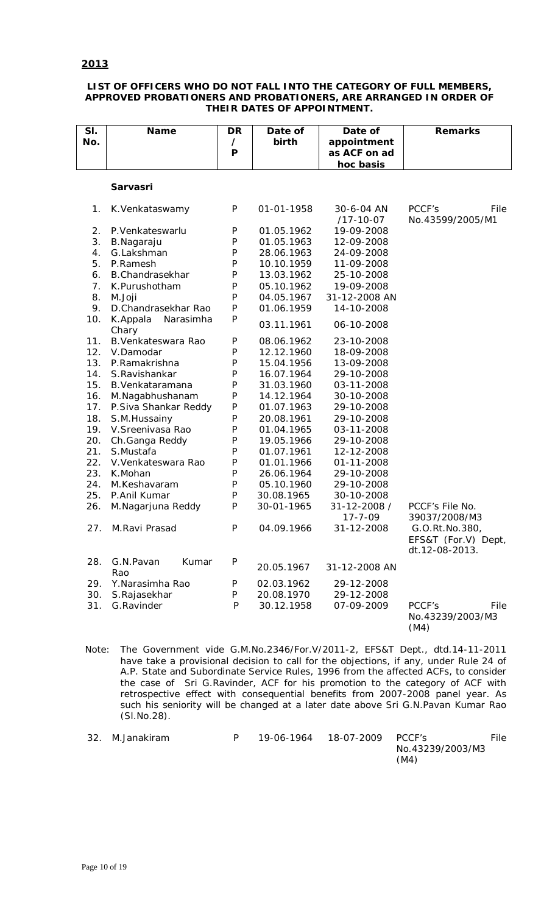## 2013

**LIST OF OFFICERS WHO DO NOT FALL INTO THE CATEGORY OF FULL MEMBERS, APPROVED PROBATIONERS AND PROBATIONERS, ARE ARRANGED IN ORDER OF THEIR DATES OF APPOINTMENT.**

| Sl. No. | Name | DR / P | Date of birth | Date of appointment as ACF on ad hoc basis | Remarks |
|---|---|---|---|---|---|
| | **Sarvasri** | | | | |
| 1. | K.Venkataswamy | P | 01-01-1958 | 30-6-04 AN /17-10-07 | PCCF's File No.43599/2005/M1 |
| 2. | P.Venkateswarlu | P | 01.05.1962 | 19-09-2008 | |
| 3. | B.Nagaraju | P | 01.05.1963 | 12-09-2008 | |
| 4. | G.Lakshman | P | 28.06.1963 | 24-09-2008 | |
| 5. | P.Ramesh | P | 10.10.1959 | 11-09-2008 | |
| 6. | B.Chandrasekhar | P | 13.03.1962 | 25-10-2008 | |
| 7. | K.Purushotham | P | 05.10.1962 | 19-09-2008 | |
| 8. | M.Joji | P | 04.05.1967 | 31-12-2008 AN | |
| 9. | D.Chandrasekhar Rao | P | 01.06.1959 | 14-10-2008 | |
| 10. | K.Appala Narasimha Chary | P | 03.11.1961 | 06-10-2008 | |
| 11. | B.Venkateswara Rao | P | 08.06.1962 | 23-10-2008 | |
| 12. | V.Damodar | P | 12.12.1960 | 18-09-2008 | |
| 13. | P.Ramakrishna | P | 15.04.1956 | 13-09-2008 | |
| 14. | S.Ravishankar | P | 16.07.1964 | 29-10-2008 | |
| 15. | B.Venkataramana | P | 31.03.1960 | 03-11-2008 | |
| 16. | M.Nagabhushanam | P | 14.12.1964 | 30-10-2008 | |
| 17. | P.Siva Shankar Reddy | P | 01.07.1963 | 29-10-2008 | |
| 18. | S.M.Hussainy | P | 20.08.1961 | 29-10-2008 | |
| 19. | V.Sreenivasa Rao | P | 01.04.1965 | 03-11-2008 | |
| 20. | Ch.Ganga Reddy | P | 19.05.1966 | 29-10-2008 | |
| 21. | S.Mustafa | P | 01.07.1961 | 12-12-2008 | |
| 22. | V.Venkateswara Rao | P | 01.01.1966 | 01-11-2008 | |
| 23. | K.Mohan | P | 26.06.1964 | 29-10-2008 | |
| 24. | M.Keshavaram | P | 05.10.1960 | 29-10-2008 | |
| 25. | P.Anil Kumar | P | 30.08.1965 | 30-10-2008 | |
| 26. | M.Nagarjuna Reddy | P | 30-01-1965 | 31-12-2008 / 17-7-09 | PCCF's File No. 39037/2008/M3 |
| 27. | M.Ravi Prasad | P | 04.09.1966 | 31-12-2008 | G.O.Rt.No.380, EFS&T (For.V) Dept, dt.12-08-2013. |
| 28. | G.N.Pavan Kumar Rao | P | 20.05.1967 | 31-12-2008 AN | |
| 29. | Y.Narasimha Rao | P | 02.03.1962 | 29-12-2008 | |
| 30. | S.Rajasekhar | P | 20.08.1970 | 29-12-2008 | |
| 31. | G.Ravinder | P | 30.12.1958 | 07-09-2009 | PCCF's File No.43239/2003/M3 (M4) |

Note: The Government vide G.M.No.2346/For.V/2011-2, EFS&T Dept., dtd.14-11-2011 have take a provisional decision to call for the objections, if any, under Rule 24 of A.P. State and Subordinate Service Rules, 1996 from the affected ACFs, to consider the case of Sri G.Ravinder, ACF for his promotion to the category of ACF with retrospective effect with consequential benefits from 2007-2008 panel year. As such his seniority will be changed at a later date above Sri G.N.Pavan Kumar Rao (Sl.No.28).

| Sl. No. | Name | DR / P | Date of birth | Date of appointment as ACF on ad hoc basis | Remarks |
|---|---|---|---|---|---|
| 32. | M.Janakiram | P | 19-06-1964 | 18-07-2009 | PCCF's File No.43239/2003/M3 (M4) |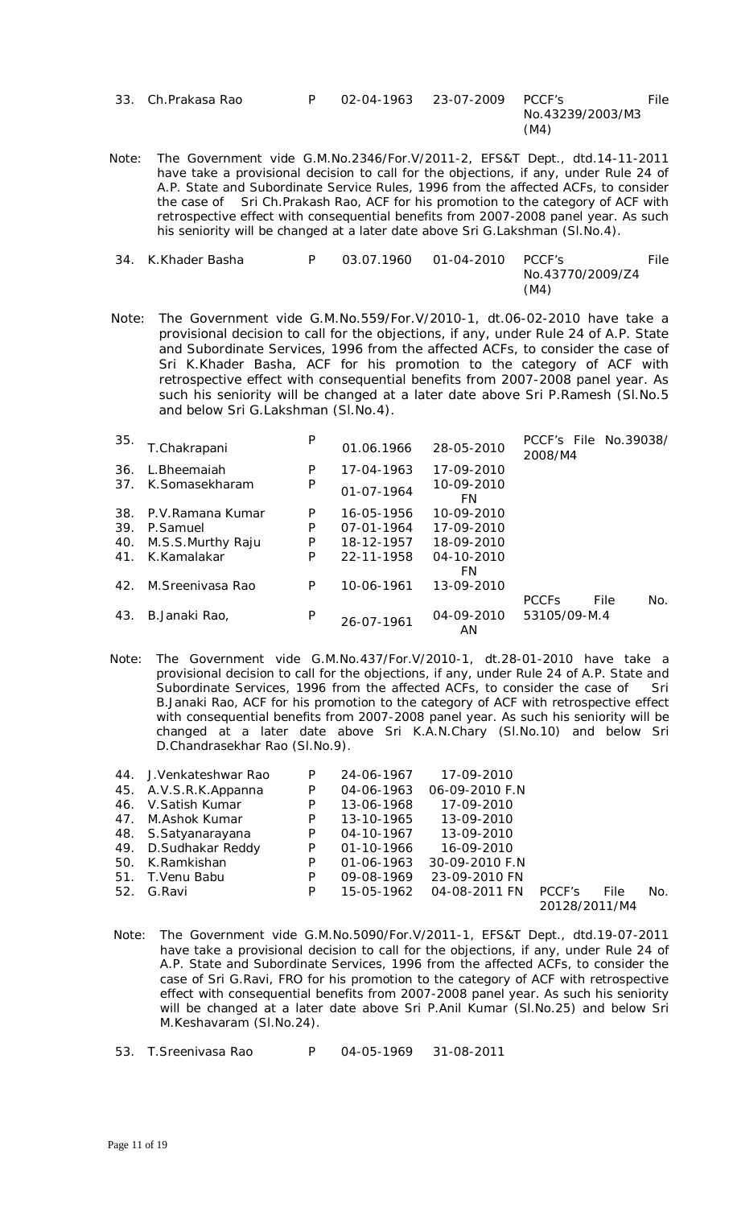| 33. | Ch.Prakasa Rao | P | 02-04-1963 | 23-07-2009 | PCCF's File No.43239/2003/M3 (M4) |
|---|---|---|---|---|---|

Note: The Government vide G.M.No.2346/For.V/2011-2, EFS&T Dept., dtd.14-11-2011 have take a provisional decision to call for the objections, if any, under Rule 24 of A.P. State and Subordinate Service Rules, 1996 from the affected ACFs, to consider the case of Sri Ch.Prakash Rao, ACF for his promotion to the category of ACF with retrospective effect with consequential benefits from 2007-2008 panel year. As such his seniority will be changed at a later date above Sri G.Lakshman (Sl.No.4).

| 34. | K.Khader Basha | P | 03.07.1960 | 01-04-2010 | PCCF's File No.43770/2009/Z4 (M4) |
|---|---|---|---|---|---|

Note: The Government vide G.M.No.559/For.V/2010-1, dt.06-02-2010 have take a provisional decision to call for the objections, if any, under Rule 24 of A.P. State and Subordinate Services, 1996 from the affected ACFs, to consider the case of Sri K.Khader Basha, ACF for his promotion to the category of ACF with retrospective effect with consequential benefits from 2007-2008 panel year. As such his seniority will be changed at a later date above Sri P.Ramesh (Sl.No.5 and below Sri G.Lakshman (Sl.No.4).

| 35. | T.Chakrapani | P | 01.06.1966 | 28-05-2010 | PCCF's File No.39038/ 2008/M4 |
|---|---|---|---|---|---|
| 36. | L.Bheemaiah | P | 17-04-1963 | 17-09-2010 | |
| 37. | K.Somasekharam | P | 01-07-1964 | 10-09-2010 FN | |
| 38. | P.V.Ramana Kumar | P | 16-05-1956 | 10-09-2010 | |
| 39. | P.Samuel | P | 07-01-1964 | 17-09-2010 | |
| 40. | M.S.S.Murthy Raju | P | 18-12-1957 | 18-09-2010 | |
| 41. | K.Kamalakar | P | 22-11-1958 | 04-10-2010 FN | |
| 42. | M.Sreenivasa Rao | P | 10-06-1961 | 13-09-2010 | |
| 43. | B.Janaki Rao, | P | 26-07-1961 | 04-09-2010 AN | PCCFs File No. 53105/09-M.4 |

Note: The Government vide G.M.No.437/For.V/2010-1, dt.28-01-2010 have take a provisional decision to call for the objections, if any, under Rule 24 of A.P. State and Subordinate Services, 1996 from the affected ACFs, to consider the case of Sri B.Janaki Rao, ACF for his promotion to the category of ACF with retrospective effect with consequential benefits from 2007-2008 panel year. As such his seniority will be changed at a later date above Sri K.A.N.Chary (Sl.No.10) and below Sri D.Chandrasekhar Rao (Sl.No.9).

| 44. | J.Venkateshwar Rao | P | 24-06-1967 | 17-09-2010 | |
|---|---|---|---|---|---|
| 45. | A.V.S.R.K.Appanna | P | 04-06-1963 | 06-09-2010 F.N | |
| 46. | V.Satish Kumar | P | 13-06-1968 | 17-09-2010 | |
| 47. | M.Ashok Kumar | P | 13-10-1965 | 13-09-2010 | |
| 48. | S.Satyanarayana | P | 04-10-1967 | 13-09-2010 | |
| 49. | D.Sudhakar Reddy | P | 01-10-1966 | 16-09-2010 | |
| 50. | K.Ramkishan | P | 01-06-1963 | 30-09-2010 F.N | |
| 51. | T.Venu Babu | P | 09-08-1969 | 23-09-2010 FN | |
| 52. | G.Ravi | P | 15-05-1962 | 04-08-2011 FN | PCCF's File No. 20128/2011/M4 |

Note: The Government vide G.M.No.5090/For.V/2011-1, EFS&T Dept., dtd.19-07-2011 have take a provisional decision to call for the objections, if any, under Rule 24 of A.P. State and Subordinate Services, 1996 from the affected ACFs, to consider the case of Sri G.Ravi, FRO for his promotion to the category of ACF with retrospective effect with consequential benefits from 2007-2008 panel year. As such his seniority will be changed at a later date above Sri P.Anil Kumar (Sl.No.25) and below Sri M.Keshavaram (Sl.No.24).

| 53. | T.Sreenivasa Rao | P | 04-05-1969 | 31-08-2011 | |
|---|---|---|---|---|---|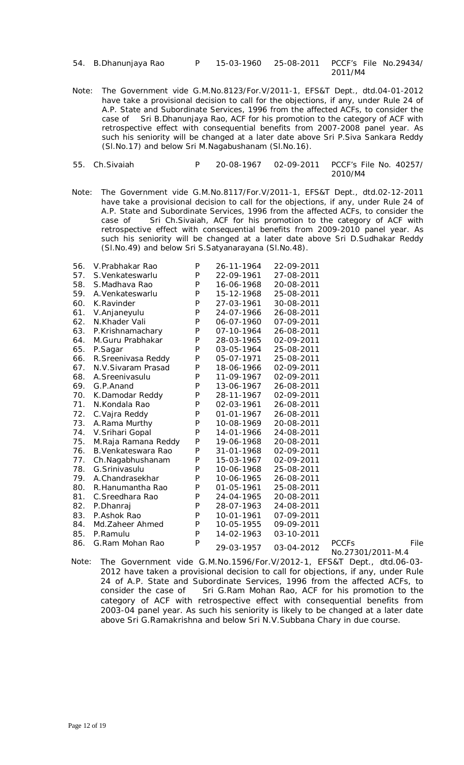| | | | | | |
|---|---|---|---|---|---|
| 54. | B.Dhanunjaya Rao | P | 15-03-1960 | 25-08-2011 | PCCF's File No.29434/ 2011/M4 |

Note: The Government vide G.M.No.8123/For.V/2011-1, EFS&T Dept., dtd.04-01-2012 have take a provisional decision to call for the objections, if any, under Rule 24 of A.P. State and Subordinate Services, 1996 from the affected ACFs, to consider the case of Sri B.Dhanunjaya Rao, ACF for his promotion to the category of ACF with retrospective effect with consequential benefits from 2007-2008 panel year. As such his seniority will be changed at a later date above Sri P.Siva Sankara Reddy (Sl.No.17) and below Sri M.Nagabushanam (Sl.No.16).

| | | | | | |
|---|---|---|---|---|---|
| 55. | Ch.Sivaiah | P | 20-08-1967 | 02-09-2011 | PCCF's File No. 40257/ 2010/M4 |

Note: The Government vide G.M.No.8117/For.V/2011-1, EFS&T Dept., dtd.02-12-2011 have take a provisional decision to call for the objections, if any, under Rule 24 of A.P. State and Subordinate Services, 1996 from the affected ACFs, to consider the case of Sri Ch.Sivaiah, ACF for his promotion to the category of ACF with retrospective effect with consequential benefits from 2009-2010 panel year. As such his seniority will be changed at a later date above Sri D.Sudhakar Reddy (Sl.No.49) and below Sri S.Satyanarayana (Sl.No.48).

| | | | | | |
|---|---|---|---|---|---|
| 56. | V.Prabhakar Rao | P | 26-11-1964 | 22-09-2011 | |
| 57. | S.Venkateswarlu | P | 22-09-1961 | 27-08-2011 | |
| 58. | S.Madhava Rao | P | 16-06-1968 | 20-08-2011 | |
| 59. | A.Venkateswarlu | P | 15-12-1968 | 25-08-2011 | |
| 60. | K.Ravinder | P | 27-03-1961 | 30-08-2011 | |
| 61. | V.Anjaneyulu | P | 24-07-1966 | 26-08-2011 | |
| 62. | N.Khader Vali | P | 06-07-1960 | 07-09-2011 | |
| 63. | P.Krishnamachary | P | 07-10-1964 | 26-08-2011 | |
| 64. | M.Guru Prabhakar | P | 28-03-1965 | 02-09-2011 | |
| 65. | P.Sagar | P | 03-05-1964 | 25-08-2011 | |
| 66. | R.Sreenivasa Reddy | P | 05-07-1971 | 25-08-2011 | |
| 67. | N.V.Sivaram Prasad | P | 18-06-1966 | 02-09-2011 | |
| 68. | A.Sreenivasulu | P | 11-09-1967 | 02-09-2011 | |
| 69. | G.P.Anand | P | 13-06-1967 | 26-08-2011 | |
| 70. | K.Damodar Reddy | P | 28-11-1967 | 02-09-2011 | |
| 71. | N.Kondala Rao | P | 02-03-1961 | 26-08-2011 | |
| 72. | C.Vajra Reddy | P | 01-01-1967 | 26-08-2011 | |
| 73. | A.Rama Murthy | P | 10-08-1969 | 20-08-2011 | |
| 74. | V.Srihari Gopal | P | 14-01-1966 | 24-08-2011 | |
| 75. | M.Raja Ramana Reddy | P | 19-06-1968 | 20-08-2011 | |
| 76. | B.Venkateswara Rao | P | 31-01-1968 | 02-09-2011 | |
| 77. | Ch.Nagabhushanam | P | 15-03-1967 | 02-09-2011 | |
| 78. | G.Srinivasulu | P | 10-06-1968 | 25-08-2011 | |
| 79. | A.Chandrasekhar | P | 10-06-1965 | 26-08-2011 | |
| 80. | R.Hanumantha Rao | P | 01-05-1961 | 25-08-2011 | |
| 81. | C.Sreedhara Rao | P | 24-04-1965 | 20-08-2011 | |
| 82. | P.Dhanraj | P | 28-07-1963 | 24-08-2011 | |
| 83. | P.Ashok Rao | P | 10-01-1961 | 07-09-2011 | |
| 84. | Md.Zaheer Ahmed | P | 10-05-1955 | 09-09-2011 | |
| 85. | P.Ramulu | P | 14-02-1963 | 03-10-2011 | |
| 86. | G.Ram Mohan Rao | P | 29-03-1957 | 03-04-2012 | PCCFs File No.27301/2011-M.4 |

Note: The Government vide G.M.No.1596/For.V/2012-1, EFS&T Dept., dtd.06-03-2012 have taken a provisional decision to call for objections, if any, under Rule 24 of A.P. State and Subordinate Services, 1996 from the affected ACFs, to consider the case of Sri G.Ram Mohan Rao, ACF for his promotion to the category of ACF with retrospective effect with consequential benefits from 2003-04 panel year. As such his seniority is likely to be changed at a later date above Sri G.Ramakrishna and below Sri N.V.Subbana Chary in due course.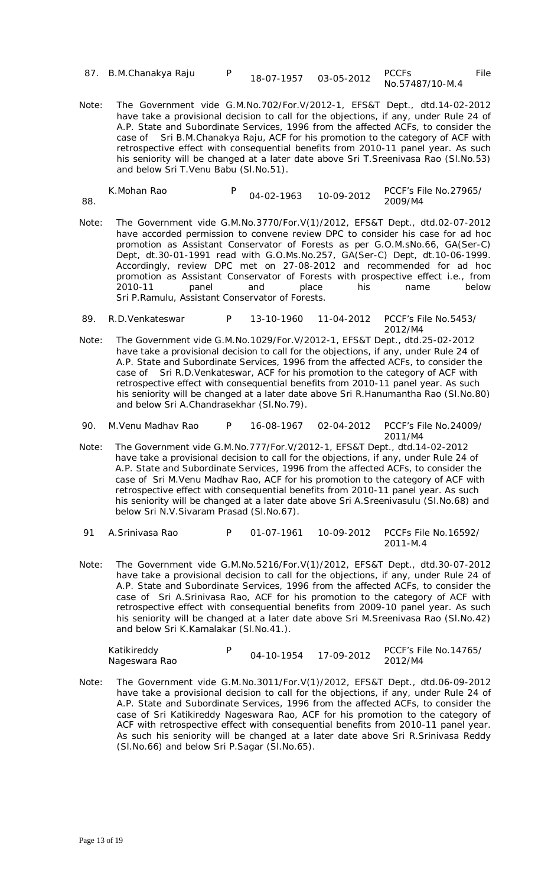| 87. | B.M.Chanakya Raju | P | 18-07-1957 | 03-05-2012 | PCCFs File No.57487/10-M.4 |
|---|---|---|---|---|---|

Note: The Government vide G.M.No.702/For.V/2012-1, EFS&T Dept., dtd.14-02-2012 have take a provisional decision to call for the objections, if any, under Rule 24 of A.P. State and Subordinate Services, 1996 from the affected ACFs, to consider the case of Sri B.M.Chanakya Raju, ACF for his promotion to the category of ACF with retrospective effect with consequential benefits from 2010-11 panel year. As such his seniority will be changed at a later date above Sri T.Sreenivasa Rao (Sl.No.53) and below Sri T.Venu Babu (Sl.No.51).

| 88. | K.Mohan Rao | P | 04-02-1963 | 10-09-2012 | PCCF's File No.27965/ 2009/M4 |
|---|---|---|---|---|---|

Note: The Government vide G.M.No.3770/For.V(1)/2012, EFS&T Dept., dtd.02-07-2012 have accorded permission to convene review DPC to consider his case for ad hoc promotion as Assistant Conservator of Forests as per G.O.M.sNo.66, GA(Ser-C) Dept, dt.30-01-1991 read with G.O.Ms.No.257, GA(Ser-C) Dept, dt.10-06-1999. Accordingly, review DPC met on 27-08-2012 and recommended for ad hoc promotion as Assistant Conservator of Forests with prospective effect i.e., from 2010-11 panel and place his name below Sri P.Ramulu, Assistant Conservator of Forests.

| 89. | R.D.Venkateswar | P | 13-10-1960 | 11-04-2012 | PCCF's File No.5453/ 2012/M4 |
|---|---|---|---|---|---|

Note: The Government vide G.M.No.1029/For.V/2012-1, EFS&T Dept., dtd.25-02-2012 have take a provisional decision to call for the objections, if any, under Rule 24 of A.P. State and Subordinate Services, 1996 from the affected ACFs, to consider the case of Sri R.D.Venkateswar, ACF for his promotion to the category of ACF with retrospective effect with consequential benefits from 2010-11 panel year. As such his seniority will be changed at a later date above Sri R.Hanumantha Rao (Sl.No.80) and below Sri A.Chandrasekhar (Sl.No.79).

| 90. | M.Venu Madhav Rao | P | 16-08-1967 | 02-04-2012 | PCCF's File No.24009/ 2011/M4 |
|---|---|---|---|---|---|

Note: The Government vide G.M.No.777/For.V/2012-1, EFS&T Dept., dtd.14-02-2012 have take a provisional decision to call for the objections, if any, under Rule 24 of A.P. State and Subordinate Services, 1996 from the affected ACFs, to consider the case of Sri M.Venu Madhav Rao, ACF for his promotion to the category of ACF with retrospective effect with consequential benefits from 2010-11 panel year. As such his seniority will be changed at a later date above Sri A.Sreenivasulu (Sl.No.68) and below Sri N.V.Sivaram Prasad (Sl.No.67).

| 91 | A.Srinivasa Rao | P | 01-07-1961 | 10-09-2012 | PCCFs File No.16592/ 2011-M.4 |
|---|---|---|---|---|---|

Note: The Government vide G.M.No.5216/For.V(1)/2012, EFS&T Dept., dtd.30-07-2012 have take a provisional decision to call for the objections, if any, under Rule 24 of A.P. State and Subordinate Services, 1996 from the affected ACFs, to consider the case of Sri A.Srinivasa Rao, ACF for his promotion to the category of ACF with retrospective effect with consequential benefits from 2009-10 panel year. As such his seniority will be changed at a later date above Sri M.Sreenivasa Rao (Sl.No.42) and below Sri K.Kamalakar (Sl.No.41.).

| | Katikireddy Nageswara Rao | P | 04-10-1954 | 17-09-2012 | PCCF's File No.14765/ 2012/M4 |
|---|---|---|---|---|---|

Note: The Government vide G.M.No.3011/For.V(1)/2012, EFS&T Dept., dtd.06-09-2012 have take a provisional decision to call for the objections, if any, under Rule 24 of A.P. State and Subordinate Services, 1996 from the affected ACFs, to consider the case of Sri Katikireddy Nageswara Rao, ACF for his promotion to the category of ACF with retrospective effect with consequential benefits from 2010-11 panel year. As such his seniority will be changed at a later date above Sri R.Srinivasa Reddy (Sl.No.66) and below Sri P.Sagar (Sl.No.65).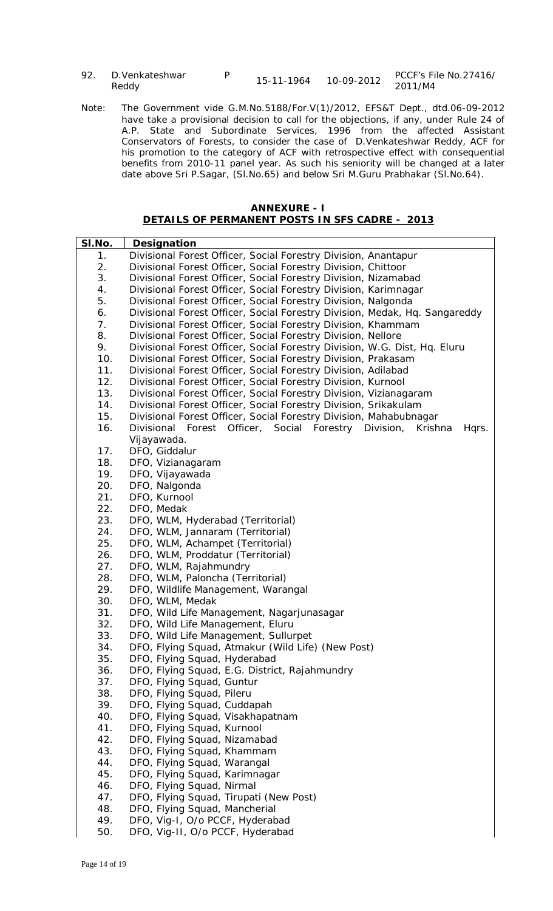| 92. | D.Venkateshwar Reddy | P | 15-11-1964 | 10-09-2012 | PCCF's File No.27416/ 2011/M4 |
|---|---|---|---|---|---|

Note: The Government vide G.M.No.5188/For.V(1)/2012, EFS&T Dept., dtd.06-09-2012 have take a provisional decision to call for the objections, if any, under Rule 24 of A.P. State and Subordinate Services, 1996 from the affected Assistant Conservators of Forests, to consider the case of D.Venkateshwar Reddy, ACF for his promotion to the category of ACF with retrospective effect with consequential benefits from 2010-11 panel year. As such his seniority will be changed at a later date above Sri P.Sagar, (Sl.No.65) and below Sri M.Guru Prabhakar (Sl.No.64).

## ANNEXURE - I

## DETAILS OF PERMANENT POSTS IN SFS CADRE - 2013

| Sl.No. | Designation |
|---|---|
| 1. | Divisional Forest Officer, Social Forestry Division, Anantapur |
| 2. | Divisional Forest Officer, Social Forestry Division, Chittoor |
| 3. | Divisional Forest Officer, Social Forestry Division, Nizamabad |
| 4. | Divisional Forest Officer, Social Forestry Division, Karimnagar |
| 5. | Divisional Forest Officer, Social Forestry Division, Nalgonda |
| 6. | Divisional Forest Officer, Social Forestry Division, Medak, Hq. Sangareddy |
| 7. | Divisional Forest Officer, Social Forestry Division, Khammam |
| 8. | Divisional Forest Officer, Social Forestry Division, Nellore |
| 9. | Divisional Forest Officer, Social Forestry Division, W.G. Dist, Hq. Eluru |
| 10. | Divisional Forest Officer, Social Forestry Division, Prakasam |
| 11. | Divisional Forest Officer, Social Forestry Division, Adilabad |
| 12. | Divisional Forest Officer, Social Forestry Division, Kurnool |
| 13. | Divisional Forest Officer, Social Forestry Division, Vizianagaram |
| 14. | Divisional Forest Officer, Social Forestry Division, Srikakulam |
| 15. | Divisional Forest Officer, Social Forestry Division, Mahabubnagar |
| 16. | Divisional Forest Officer, Social Forestry Division, Krishna Hqrs. Vijayawada. |
| 17. | DFO, Giddalur |
| 18. | DFO, Vizianagaram |
| 19. | DFO, Vijayawada |
| 20. | DFO, Nalgonda |
| 21. | DFO, Kurnool |
| 22. | DFO, Medak |
| 23. | DFO, WLM, Hyderabad (Territorial) |
| 24. | DFO, WLM, Jannaram (Territorial) |
| 25. | DFO, WLM, Achampet (Territorial) |
| 26. | DFO, WLM, Proddatur (Territorial) |
| 27. | DFO, WLM, Rajahmundry |
| 28. | DFO, WLM, Paloncha (Territorial) |
| 29. | DFO, Wildlife Management, Warangal |
| 30. | DFO, WLM, Medak |
| 31. | DFO, Wild Life Management, Nagarjunasagar |
| 32. | DFO, Wild Life Management, Eluru |
| 33. | DFO, Wild Life Management, Sullurpet |
| 34. | DFO, Flying Squad, Atmakur (Wild Life) (New Post) |
| 35. | DFO, Flying Squad, Hyderabad |
| 36. | DFO, Flying Squad, E.G. District, Rajahmundry |
| 37. | DFO, Flying Squad, Guntur |
| 38. | DFO, Flying Squad, Pileru |
| 39. | DFO, Flying Squad, Cuddapah |
| 40. | DFO, Flying Squad, Visakhapatnam |
| 41. | DFO, Flying Squad, Kurnool |
| 42. | DFO, Flying Squad, Nizamabad |
| 43. | DFO, Flying Squad, Khammam |
| 44. | DFO, Flying Squad, Warangal |
| 45. | DFO, Flying Squad, Karimnagar |
| 46. | DFO, Flying Squad, Nirmal |
| 47. | DFO, Flying Squad, Tirupati (New Post) |
| 48. | DFO, Flying Squad, Mancherial |
| 49. | DFO, Vig-I, O/o PCCF, Hyderabad |
| 50. | DFO, Vig-II, O/o PCCF, Hyderabad |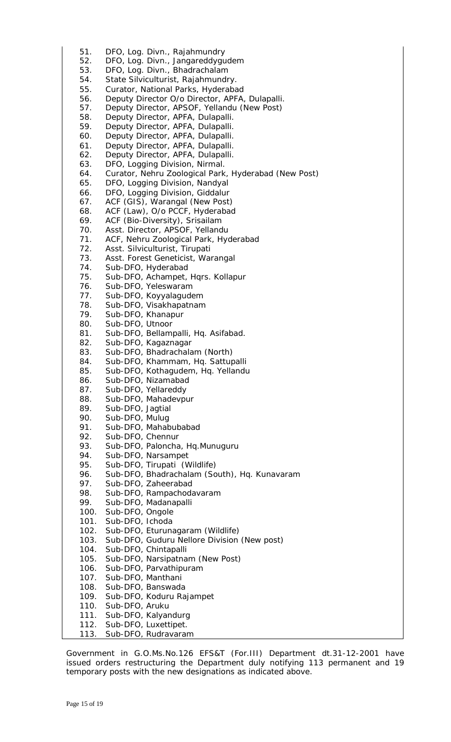51. DFO, Log. Divn., Rajahmundry
52. DFO, Log. Divn., Jangareddygudem
53. DFO, Log. Divn., Bhadrachalam
54. State Silviculturist, Rajahmundry.
55. Curator, National Parks, Hyderabad
56. Deputy Director O/o Director, APFA, Dulapalli.
57. Deputy Director, APSOF, Yellandu (New Post)
58. Deputy Director, APFA, Dulapalli.
59. Deputy Director, APFA, Dulapalli.
60. Deputy Director, APFA, Dulapalli.
61. Deputy Director, APFA, Dulapalli.
62. Deputy Director, APFA, Dulapalli.
63. DFO, Logging Division, Nirmal.
64. Curator, Nehru Zoological Park, Hyderabad (New Post)
65. DFO, Logging Division, Nandyal
66. DFO, Logging Division, Giddalur
67. ACF (GIS), Warangal (New Post)
68. ACF (Law), O/o PCCF, Hyderabad
69. ACF (Bio-Diversity), Srisailam
70. Asst. Director, APSOF, Yellandu
71. ACF, Nehru Zoological Park, Hyderabad
72. Asst. Silviculturist, Tirupati
73. Asst. Forest Geneticist, Warangal
74. Sub-DFO, Hyderabad
75. Sub-DFO, Achampet, Hqrs. Kollapur
76. Sub-DFO, Yeleswaram
77. Sub-DFO, Koyyalagudem
78. Sub-DFO, Visakhapatnam
79. Sub-DFO, Khanapur
80. Sub-DFO, Utnoor
81. Sub-DFO, Bellampalli, Hq. Asifabad.
82. Sub-DFO, Kagaznagar
83. Sub-DFO, Bhadrachalam (North)
84. Sub-DFO, Khammam, Hq. Sattupalli
85. Sub-DFO, Kothagudem, Hq. Yellandu
86. Sub-DFO, Nizamabad
87. Sub-DFO, Yellareddy
88. Sub-DFO, Mahadevpur
89. Sub-DFO, Jagtial
90. Sub-DFO, Mulug
91. Sub-DFO, Mahabubabad
92. Sub-DFO, Chennur
93. Sub-DFO, Paloncha, Hq.Munuguru
94. Sub-DFO, Narsampet
95. Sub-DFO, Tirupati (Wildlife)
96. Sub-DFO, Bhadrachalam (South), Hq. Kunavaram
97. Sub-DFO, Zaheerabad
98. Sub-DFO, Rampachodavaram
99. Sub-DFO, Madanapalli
100. Sub-DFO, Ongole
101. Sub-DFO, Ichoda
102. Sub-DFO, Eturunagaram (Wildlife)
103. Sub-DFO, Guduru Nellore Division (New post)
104. Sub-DFO, Chintapalli
105. Sub-DFO, Narsipatnam (New Post)
106. Sub-DFO, Parvathipuram
107. Sub-DFO, Manthani
108. Sub-DFO, Banswada
109. Sub-DFO, Koduru Rajampet
110. Sub-DFO, Aruku
111. Sub-DFO, Kalyandurg
112. Sub-DFO, Luxettipet.
113. Sub-DFO, Rudravaram

Government in G.O.Ms.No.126 EFS&T (For.III) Department dt.31-12-2001 have issued orders restructuring the Department duly notifying 113 permanent and 19 temporary posts with the new designations as indicated above.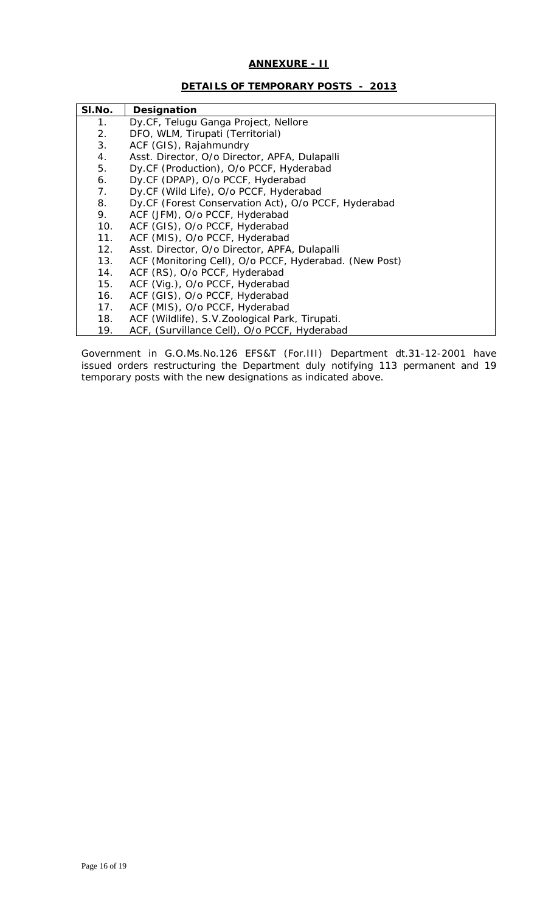## ANNEXURE - II

## DETAILS OF TEMPORARY POSTS - 2013

| Sl.No. | Designation |
|---|---|
| 1. | Dy.CF, Telugu Ganga Project, Nellore |
| 2. | DFO, WLM, Tirupati (Territorial) |
| 3. | ACF (GIS), Rajahmundry |
| 4. | Asst. Director, O/o Director, APFA, Dulapalli |
| 5. | Dy.CF (Production), O/o PCCF, Hyderabad |
| 6. | Dy.CF (DPAP), O/o PCCF, Hyderabad |
| 7. | Dy.CF (Wild Life), O/o PCCF, Hyderabad |
| 8. | Dy.CF (Forest Conservation Act), O/o PCCF, Hyderabad |
| 9. | ACF (JFM), O/o PCCF, Hyderabad |
| 10. | ACF (GIS), O/o PCCF, Hyderabad |
| 11. | ACF (MIS), O/o PCCF, Hyderabad |
| 12. | Asst. Director, O/o Director, APFA, Dulapalli |
| 13. | ACF (Monitoring Cell), O/o PCCF, Hyderabad. (New Post) |
| 14. | ACF (RS), O/o PCCF, Hyderabad |
| 15. | ACF (Vig.), O/o PCCF, Hyderabad |
| 16. | ACF (GIS), O/o PCCF, Hyderabad |
| 17. | ACF (MIS), O/o PCCF, Hyderabad |
| 18. | ACF (Wildlife), S.V.Zoological Park, Tirupati. |
| 19. | ACF, (Survillance Cell), O/o PCCF, Hyderabad |

Government in G.O.Ms.No.126 EFS&T (For.III) Department dt.31-12-2001 have issued orders restructuring the Department duly notifying 113 permanent and 19 temporary posts with the new designations as indicated above.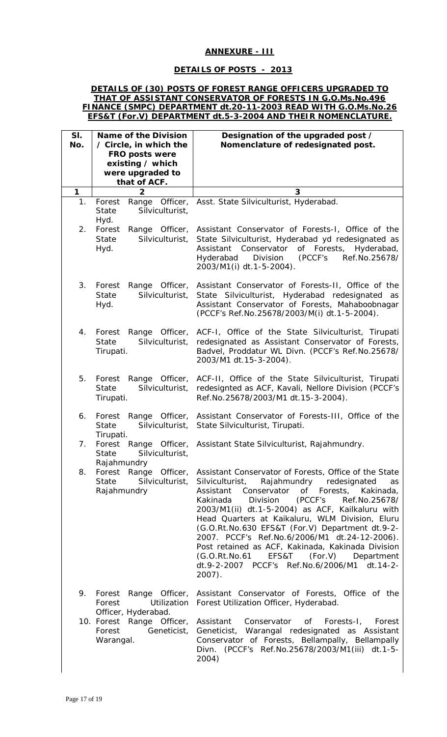## ANNEXURE - III

## DETAILS OF POSTS - 2013

### DETAILS OF (30) POSTS OF FOREST RANGE OFFICERS UPGRADED TO THAT OF ASSISTANT CONSERVATOR OF FORESTS IN G.O.Ms.No.496 FINANCE (SMPC) DEPARTMENT dt.20-11-2003 READ WITH G.O.Ms.No.26 EFS&T (For.V) DEPARTMENT dt.5-3-2004 AND THEIR NOMENCLATURE.

| Sl. No. | Name of the Division / Circle, in which the FRO posts were existing / which were upgraded to that of ACF. | Designation of the upgraded post / Nomenclature of redesignated post. |
|---|---|---|
| 1 | 2 | 3 |
| 1. | Forest Range Officer, State Silviculturist, Hyd. | Asst. State Silviculturist, Hyderabad. |
| 2. | Forest Range Officer, State Silviculturist, Hyd. | Assistant Conservator of Forests-I, Office of the State Silviculturist, Hyderabad yd redesignated as Assistant Conservator of Forests, Hyderabad, Hyderabad Division (PCCF's Ref.No.25678/ 2003/M1(i) dt.1-5-2004). |
| 3. | Forest Range Officer, State Silviculturist, Hyd. | Assistant Conservator of Forests-II, Office of the State Silviculturist, Hyderabad redesignated as Assistant Conservator of Forests, Mahaboobnagar (PCCF's Ref.No.25678/2003/M(i) dt.1-5-2004). |
| 4. | Forest Range Officer, State Silviculturist, Tirupati. | ACF-I, Office of the State Silviculturist, Tirupati redesignated as Assistant Conservator of Forests, Badvel, Proddatur WL Divn. (PCCF's Ref.No.25678/ 2003/M1 dt.15-3-2004). |
| 5. | Forest Range Officer, State Silviculturist, Tirupati. | ACF-II, Office of the State Silviculturist, Tirupati redesignted as ACF, Kavali, Nellore Division (PCCF's Ref.No.25678/2003/M1 dt.15-3-2004). |
| 6. | Forest Range Officer, State Silviculturist, Tirupati. | Assistant Conservator of Forests-III, Office of the State Silviculturist, Tirupati. |
| 7. | Forest Range Officer, State Silviculturist, Rajahmundry | Assistant State Silviculturist, Rajahmundry. |
| 8. | Forest Range Officer, State Silviculturist, Rajahmundry | Assistant Conservator of Forests, Office of the State Silviculturist, Rajahmundry redesignated as Assistant Conservator of Forests, Kakinada, Kakinada Division (PCCF's Ref.No.25678/ 2003/M1(ii) dt.1-5-2004) as ACF, Kailkaluru with Head Quarters at Kaikaluru, WLM Division, Eluru (G.O.Rt.No.630 EFS&T (For.V) Department dt.9-2-2007. PCCF's Ref.No.6/2006/M1 dt.24-12-2006). Post retained as ACF, Kakinada, Kakinada Division (G.O.Rt.No.61 EFS&T (For.V) Department dt.9-2-2007 PCCF's Ref.No.6/2006/M1 dt.14-2-2007). |
| 9. | Forest Range Officer, Forest Utilization Officer, Hyderabad. | Assistant Conservator of Forests, Office of the Forest Utilization Officer, Hyderabad. |
| 10. | Forest Range Officer, Forest Geneticist, Warangal. | Assistant Conservator of Forests-I, Forest Geneticist, Warangal redesignated as Assistant Conservator of Forests, Bellampally, Bellampally Divn. (PCCF's Ref.No.25678/2003/M1(iii) dt.1-5-2004) |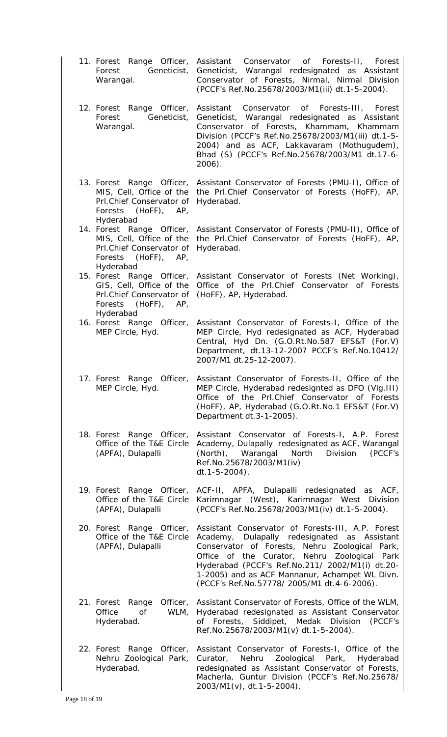| | |
|---|---|
| 11. Forest Range Officer, Forest Geneticist, Warangal. | Assistant Conservator of Forests-II, Forest Geneticist, Warangal redesignated as Assistant Conservator of Forests, Nirmal, Nirmal Division (PCCF's Ref.No.25678/2003/M1(iii) dt.1-5-2004). |
| 12. Forest Range Officer, Forest Geneticist, Warangal. | Assistant Conservator of Forests-III, Forest Geneticist, Warangal redesignated as Assistant Conservator of Forests, Khammam, Khammam Division (PCCF's Ref.No.25678/2003/M1(iii) dt.1-5-2004) and as ACF, Lakkavaram (Mothugudem), Bhad (S) (PCCF's Ref.No.25678/2003/M1 dt.17-6-2006). |
| 13. Forest Range Officer, MIS, Cell, Office of the Prl.Chief Conservator of Forests (HoFF), AP, Hyderabad | Assistant Conservator of Forests (PMU-I), Office of the Prl.Chief Conservator of Forests (HoFF), AP, Hyderabad. |
| 14. Forest Range Officer, MIS, Cell, Office of the Prl.Chief Conservator of Forests (HoFF), AP, Hyderabad | Assistant Conservator of Forests (PMU-II), Office of the Prl.Chief Conservator of Forests (HoFF), AP, Hyderabad. |
| 15. Forest Range Officer, GIS, Cell, Office of the Prl.Chief Conservator of Forests (HoFF), AP, Hyderabad | Assistant Conservator of Forests (Net Working), Office of the Prl.Chief Conservator of Forests (HoFF), AP, Hyderabad. |
| 16. Forest Range Officer, MEP Circle, Hyd. | Assistant Conservator of Forests-I, Office of the MEP Circle, Hyd redesignated as ACF, Hyderabad Central, Hyd Dn. (G.O.Rt.No.587 EFS&T (For.V) Department, dt.13-12-2007 PCCF's Ref.No.10412/2007/M1 dt.25-12-2007). |
| 17. Forest Range Officer, MEP Circle, Hyd. | Assistant Conservator of Forests-II, Office of the MEP Circle, Hyderabad redesignted as DFO (Vig.III) Office of the Prl.Chief Conservator of Forests (HoFF), AP, Hyderabad (G.O.Rt.No.1 EFS&T (For.V) Department dt.3-1-2005). |
| 18. Forest Range Officer, Office of the T&E Circle (APFA), Dulapalli | Assistant Conservator of Forests-I, A.P. Forest Academy, Dulapally redesignated as ACF, Warangal (North), Warangal North Division (PCCF's Ref.No.25678/2003/M1(iv) dt.1-5-2004). |
| 19. Forest Range Officer, Office of the T&E Circle (APFA), Dulapalli | ACF-II, APFA, Dulapalli redesignated as ACF, Karimnagar (West), Karimnagar West Division (PCCF's Ref.No.25678/2003/M1(iv) dt.1-5-2004). |
| 20. Forest Range Officer, Office of the T&E Circle (APFA), Dulapalli | Assistant Conservator of Forests-III, A.P. Forest Academy, Dulapally redesignated as Assistant Conservator of Forests, Nehru Zoological Park, Office of the Curator, Nehru Zoological Park Hyderabad (PCCF's Ref.No.211/ 2002/M1(i) dt.20-1-2005) and as ACF Mannanur, Achampet WL Divn. (PCCF's Ref.No.57778/ 2005/M1 dt.4-6-2006). |
| 21. Forest Range Officer, Office of WLM, Hyderabad. | Assistant Conservator of Forests, Office of the WLM, Hyderabad redesignated as Assistant Conservator of Forests, Siddipet, Medak Division (PCCF's Ref.No.25678/2003/M1(v) dt.1-5-2004). |
| 22. Forest Range Officer, Nehru Zoological Park, Hyderabad. | Assistant Conservator of Forests-I, Office of the Curator, Nehru Zoological Park, Hyderabad redesignated as Assistant Conservator of Forests, Macherla, Guntur Division (PCCF's Ref.No.25678/2003/M1(v), dt.1-5-2004). |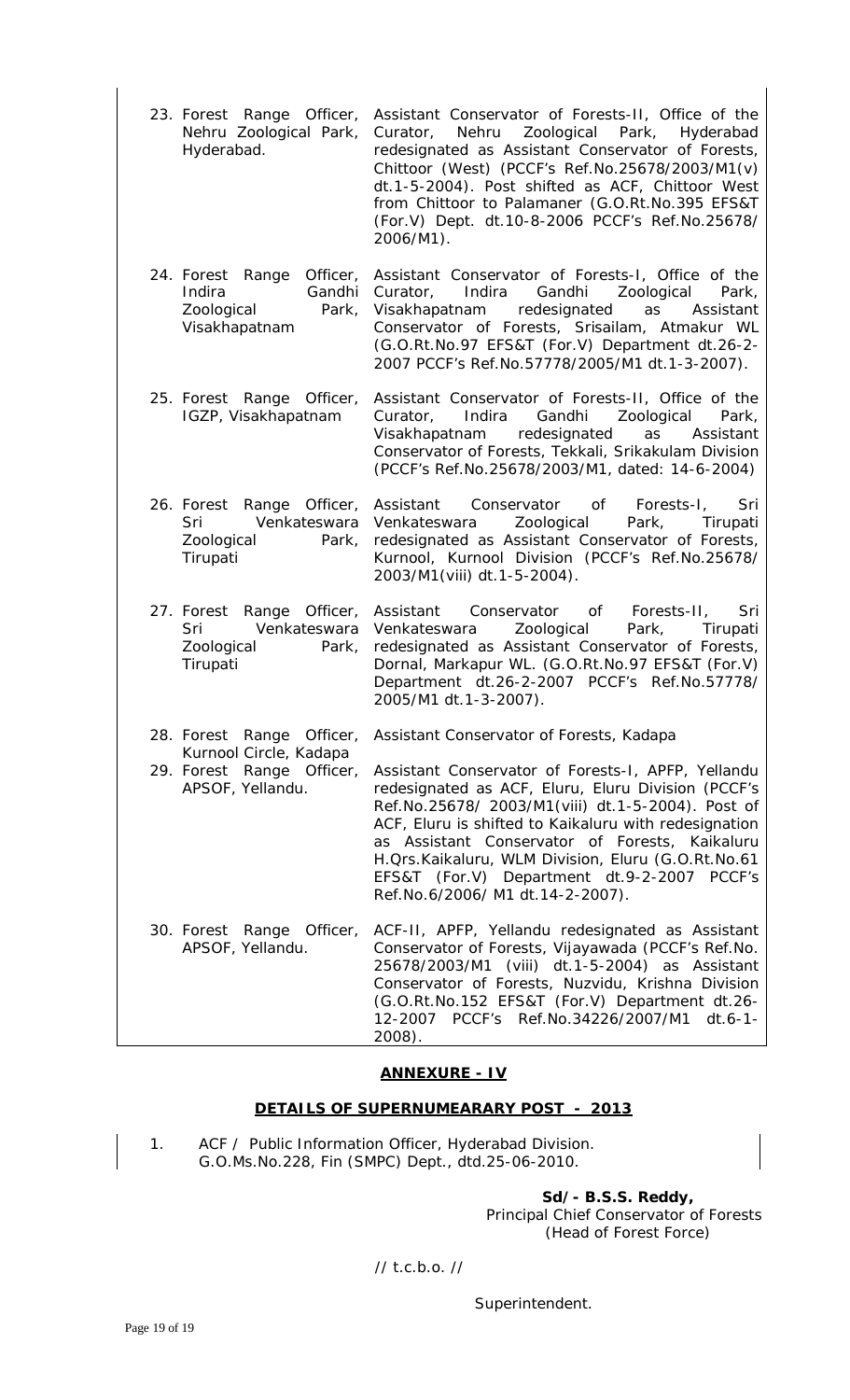| | |
|---|---|
| 23. Forest Range Officer, Nehru Zoological Park, Hyderabad. | Assistant Conservator of Forests-II, Office of the Curator, Nehru Zoological Park, Hyderabad redesignated as Assistant Conservator of Forests, Chittoor (West) (PCCF's Ref.No.25678/2003/M1(v) dt.1-5-2004). Post shifted as ACF, Chittoor West from Chittoor to Palamaner (G.O.Rt.No.395 EFS&T (For.V) Dept. dt.10-8-2006 PCCF's Ref.No.25678/ 2006/M1). |
| 24. Forest Range Officer, Indira Gandhi Zoological Park, Visakhapatnam | Assistant Conservator of Forests-I, Office of the Curator, Indira Gandhi Zoological Park, Visakhapatnam redesignated as Assistant Conservator of Forests, Srisailam, Atmakur WL (G.O.Rt.No.97 EFS&T (For.V) Department dt.26-2-2007 PCCF's Ref.No.57778/2005/M1 dt.1-3-2007). |
| 25. Forest Range Officer, IGZP, Visakhapatnam | Assistant Conservator of Forests-II, Office of the Curator, Indira Gandhi Zoological Park, Visakhapatnam redesignated as Assistant Conservator of Forests, Tekkali, Srikakulam Division (PCCF's Ref.No.25678/2003/M1, dated: 14-6-2004) |
| 26. Forest Range Officer, Sri Venkateswara Zoological Park, Tirupati | Assistant Conservator of Forests-I, Sri Venkateswara Zoological Park, Tirupati redesignated as Assistant Conservator of Forests, Kurnool, Kurnool Division (PCCF's Ref.No.25678/ 2003/M1(viii) dt.1-5-2004). |
| 27. Forest Range Officer, Sri Venkateswara Zoological Park, Tirupati | Assistant Conservator of Forests-II, Sri Venkateswara Zoological Park, Tirupati redesignated as Assistant Conservator of Forests, Dornal, Markapur WL. (G.O.Rt.No.97 EFS&T (For.V) Department dt.26-2-2007 PCCF's Ref.No.57778/ 2005/M1 dt.1-3-2007). |
| 28. Forest Range Officer, Kurnool Circle, Kadapa | Assistant Conservator of Forests, Kadapa |
| 29. Forest Range Officer, APSOF, Yellandu. | Assistant Conservator of Forests-I, APFP, Yellandu redesignated as ACF, Eluru, Eluru Division (PCCF's Ref.No.25678/ 2003/M1(viii) dt.1-5-2004). Post of ACF, Eluru is shifted to Kaikaluru with redesignation as Assistant Conservator of Forests, Kaikaluru H.Qrs.Kaikaluru, WLM Division, Eluru (G.O.Rt.No.61 EFS&T (For.V) Department dt.9-2-2007 PCCF's Ref.No.6/2006/ M1 dt.14-2-2007). |
| 30. Forest Range Officer, APSOF, Yellandu. | ACF-II, APFP, Yellandu redesignated as Assistant Conservator of Forests, Vijayawada (PCCF's Ref.No. 25678/2003/M1 (viii) dt.1-5-2004) as Assistant Conservator of Forests, Nuzvidu, Krishna Division (G.O.Rt.No.152 EFS&T (For.V) Department dt.26-12-2007 PCCF's Ref.No.34226/2007/M1 dt.6-1-2008). |

## ANNEXURE - IV

### DETAILS OF SUPERNUMEARARY POST - 2013

1. ACF / Public Information Officer, Hyderabad Division. G.O.Ms.No.228, Fin (SMPC) Dept., dtd.25-06-2010.

**Sd/- B.S.S. Reddy,**
Principal Chief Conservator of Forests
(Head of Forest Force)

// t.c.b.o. //

Superintendent.